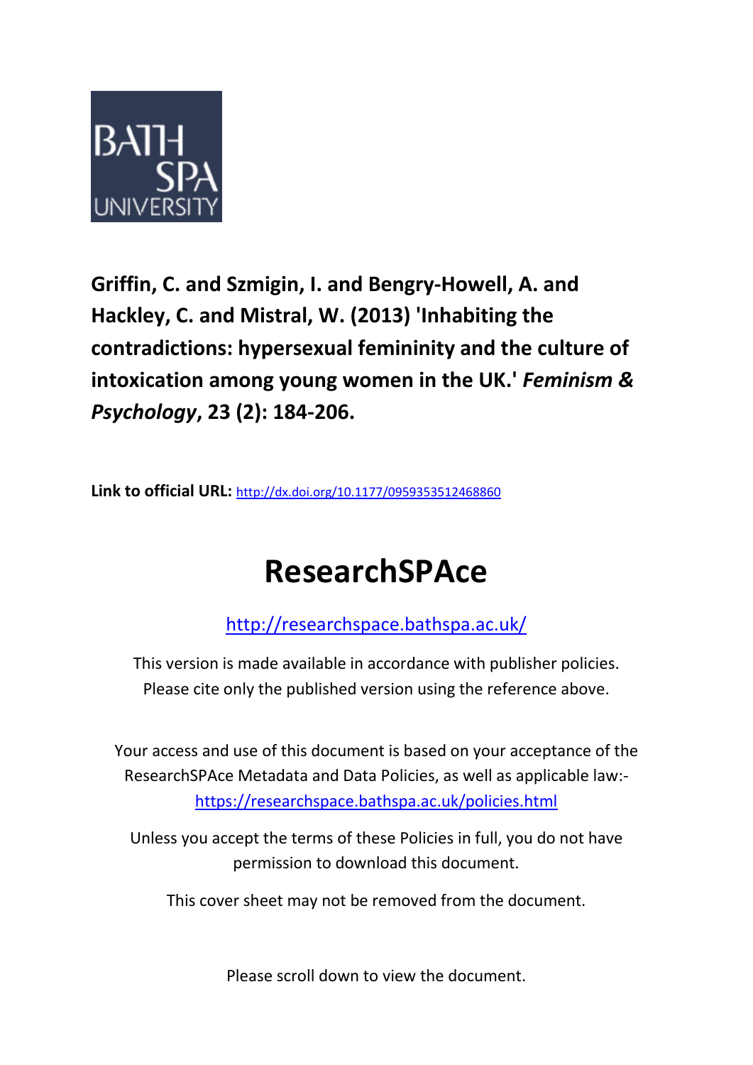**Griffin, C. and Szmigin, I. and Bengry-Howell, A. and Hackley, C. and Mistral, W. (2013) 'Inhabiting the contradictions: hypersexual femininity and the culture of intoxication among young women in the UK.' *Feminism & Psychology*, 23 (2): 184-206.**

**Link to official URL:** http://dx.doi.org/10.1177/0959353512468860

# ResearchSPAce

http://researchspace.bathspa.ac.uk/

This version is made available in accordance with publisher policies. Please cite only the published version using the reference above.

Your access and use of this document is based on your acceptance of the ResearchSPAce Metadata and Data Policies, as well as applicable law:- https://researchspace.bathspa.ac.uk/policies.html

Unless you accept the terms of these Policies in full, you do not have permission to download this document.

This cover sheet may not be removed from the document.

Please scroll down to view the document.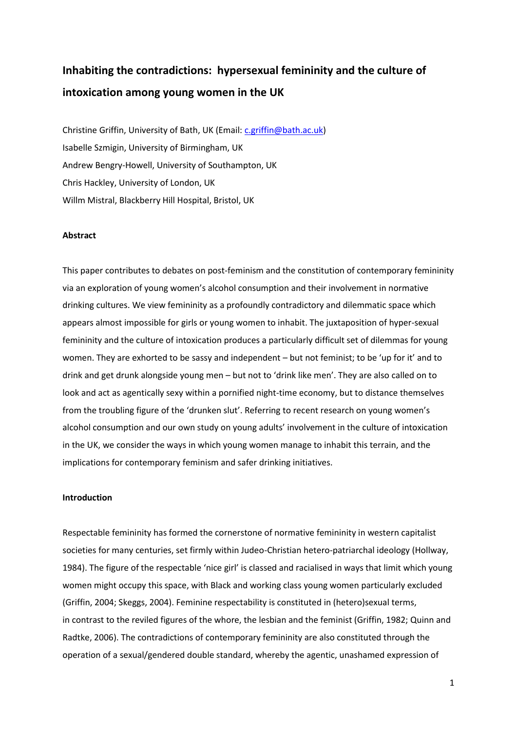# Inhabiting the contradictions: hypersexual femininity and the culture of intoxication among young women in the UK

Christine Griffin, University of Bath, UK (Email: c.griffin@bath.ac.uk)
Isabelle Szmigin, University of Birmingham, UK
Andrew Bengry-Howell, University of Southampton, UK
Chris Hackley, University of London, UK
Willm Mistral, Blackberry Hill Hospital, Bristol, UK

**Abstract**

This paper contributes to debates on post-feminism and the constitution of contemporary femininity via an exploration of young women's alcohol consumption and their involvement in normative drinking cultures. We view femininity as a profoundly contradictory and dilemmatic space which appears almost impossible for girls or young women to inhabit. The juxtaposition of hyper-sexual femininity and the culture of intoxication produces a particularly difficult set of dilemmas for young women. They are exhorted to be sassy and independent – but not feminist; to be 'up for it' and to drink and get drunk alongside young men – but not to 'drink like men'. They are also called on to look and act as agentically sexy within a pornified night-time economy, but to distance themselves from the troubling figure of the 'drunken slut'. Referring to recent research on young women's alcohol consumption and our own study on young adults' involvement in the culture of intoxication in the UK, we consider the ways in which young women manage to inhabit this terrain, and the implications for contemporary feminism and safer drinking initiatives.

**Introduction**

Respectable femininity has formed the cornerstone of normative femininity in western capitalist societies for many centuries, set firmly within Judeo-Christian hetero-patriarchal ideology (Hollway, 1984). The figure of the respectable 'nice girl' is classed and racialised in ways that limit which young women might occupy this space, with Black and working class young women particularly excluded (Griffin, 2004; Skeggs, 2004). Feminine respectability is constituted in (hetero)sexual terms, in contrast to the reviled figures of the whore, the lesbian and the feminist (Griffin, 1982; Quinn and Radtke, 2006). The contradictions of contemporary femininity are also constituted through the operation of a sexual/gendered double standard, whereby the agentic, unashamed expression of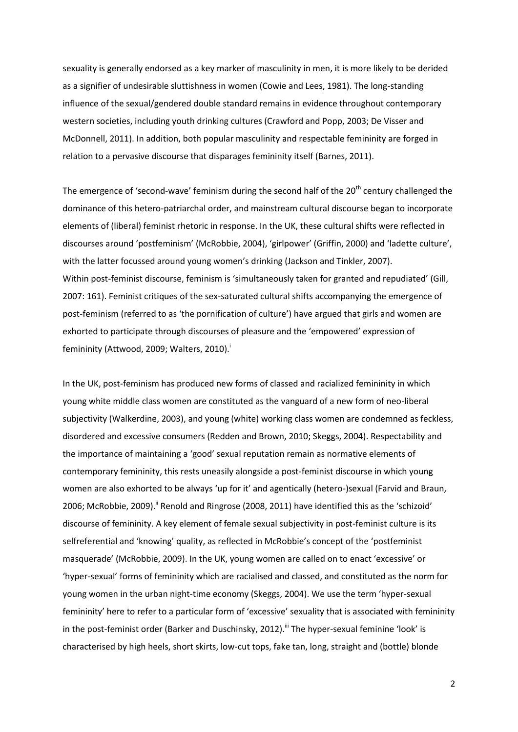sexuality is generally endorsed as a key marker of masculinity in men, it is more likely to be derided as a signifier of undesirable sluttishness in women (Cowie and Lees, 1981). The long-standing influence of the sexual/gendered double standard remains in evidence throughout contemporary western societies, including youth drinking cultures (Crawford and Popp, 2003; De Visser and McDonnell, 2011). In addition, both popular masculinity and respectable femininity are forged in relation to a pervasive discourse that disparages femininity itself (Barnes, 2011).

The emergence of 'second-wave' feminism during the second half of the 20th century challenged the dominance of this hetero-patriarchal order, and mainstream cultural discourse began to incorporate elements of (liberal) feminist rhetoric in response. In the UK, these cultural shifts were reflected in discourses around 'postfeminism' (McRobbie, 2004), 'girlpower' (Griffin, 2000) and 'ladette culture', with the latter focussed around young women's drinking (Jackson and Tinkler, 2007).
Within post-feminist discourse, feminism is 'simultaneously taken for granted and repudiated' (Gill, 2007: 161). Feminist critiques of the sex-saturated cultural shifts accompanying the emergence of post-feminism (referred to as 'the pornification of culture') have argued that girls and women are exhorted to participate through discourses of pleasure and the 'empowered' expression of femininity (Attwood, 2009; Walters, 2010).[i]

In the UK, post-feminism has produced new forms of classed and racialized femininity in which young white middle class women are constituted as the vanguard of a new form of neo-liberal subjectivity (Walkerdine, 2003), and young (white) working class women are condemned as feckless, disordered and excessive consumers (Redden and Brown, 2010; Skeggs, 2004). Respectability and the importance of maintaining a 'good' sexual reputation remain as normative elements of contemporary femininity, this rests uneasily alongside a post-feminist discourse in which young women are also exhorted to be always 'up for it' and agentically (hetero-)sexual (Farvid and Braun, 2006; McRobbie, 2009).[ii] Renold and Ringrose (2008, 2011) have identified this as the 'schizoid' discourse of femininity. A key element of female sexual subjectivity in post-feminist culture is its selfreferential and 'knowing' quality, as reflected in McRobbie's concept of the 'postfeminist masquerade' (McRobbie, 2009). In the UK, young women are called on to enact 'excessive' or 'hyper-sexual' forms of femininity which are racialised and classed, and constituted as the norm for young women in the urban night-time economy (Skeggs, 2004). We use the term 'hyper-sexual femininity' here to refer to a particular form of 'excessive' sexuality that is associated with femininity in the post-feminist order (Barker and Duschinsky, 2012).[iii] The hyper-sexual feminine 'look' is characterised by high heels, short skirts, low-cut tops, fake tan, long, straight and (bottle) blonde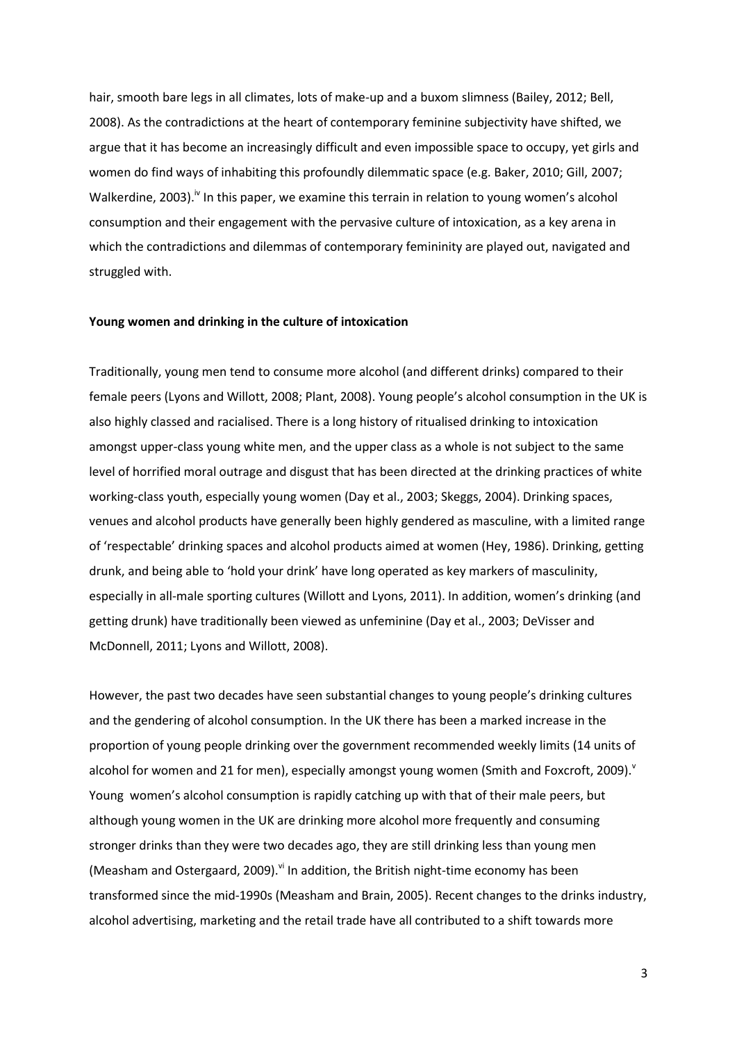hair, smooth bare legs in all climates, lots of make-up and a buxom slimness (Bailey, 2012; Bell, 2008). As the contradictions at the heart of contemporary feminine subjectivity have shifted, we argue that it has become an increasingly difficult and even impossible space to occupy, yet girls and women do find ways of inhabiting this profoundly dilemmatic space (e.g. Baker, 2010; Gill, 2007; Walkerdine, 2003).[iv] In this paper, we examine this terrain in relation to young women's alcohol consumption and their engagement with the pervasive culture of intoxication, as a key arena in which the contradictions and dilemmas of contemporary femininity are played out, navigated and struggled with.

**Young women and drinking in the culture of intoxication**

Traditionally, young men tend to consume more alcohol (and different drinks) compared to their female peers (Lyons and Willott, 2008; Plant, 2008). Young people's alcohol consumption in the UK is also highly classed and racialised. There is a long history of ritualised drinking to intoxication amongst upper-class young white men, and the upper class as a whole is not subject to the same level of horrified moral outrage and disgust that has been directed at the drinking practices of white working-class youth, especially young women (Day et al., 2003; Skeggs, 2004). Drinking spaces, venues and alcohol products have generally been highly gendered as masculine, with a limited range of 'respectable' drinking spaces and alcohol products aimed at women (Hey, 1986). Drinking, getting drunk, and being able to 'hold your drink' have long operated as key markers of masculinity, especially in all-male sporting cultures (Willott and Lyons, 2011). In addition, women's drinking (and getting drunk) have traditionally been viewed as unfeminine (Day et al., 2003; DeVisser and McDonnell, 2011; Lyons and Willott, 2008).

However, the past two decades have seen substantial changes to young people's drinking cultures and the gendering of alcohol consumption. In the UK there has been a marked increase in the proportion of young people drinking over the government recommended weekly limits (14 units of alcohol for women and 21 for men), especially amongst young women (Smith and Foxcroft, 2009).[v] Young women's alcohol consumption is rapidly catching up with that of their male peers, but although young women in the UK are drinking more alcohol more frequently and consuming stronger drinks than they were two decades ago, they are still drinking less than young men (Measham and Ostergaard, 2009).[vi] In addition, the British night-time economy has been transformed since the mid-1990s (Measham and Brain, 2005). Recent changes to the drinks industry, alcohol advertising, marketing and the retail trade have all contributed to a shift towards more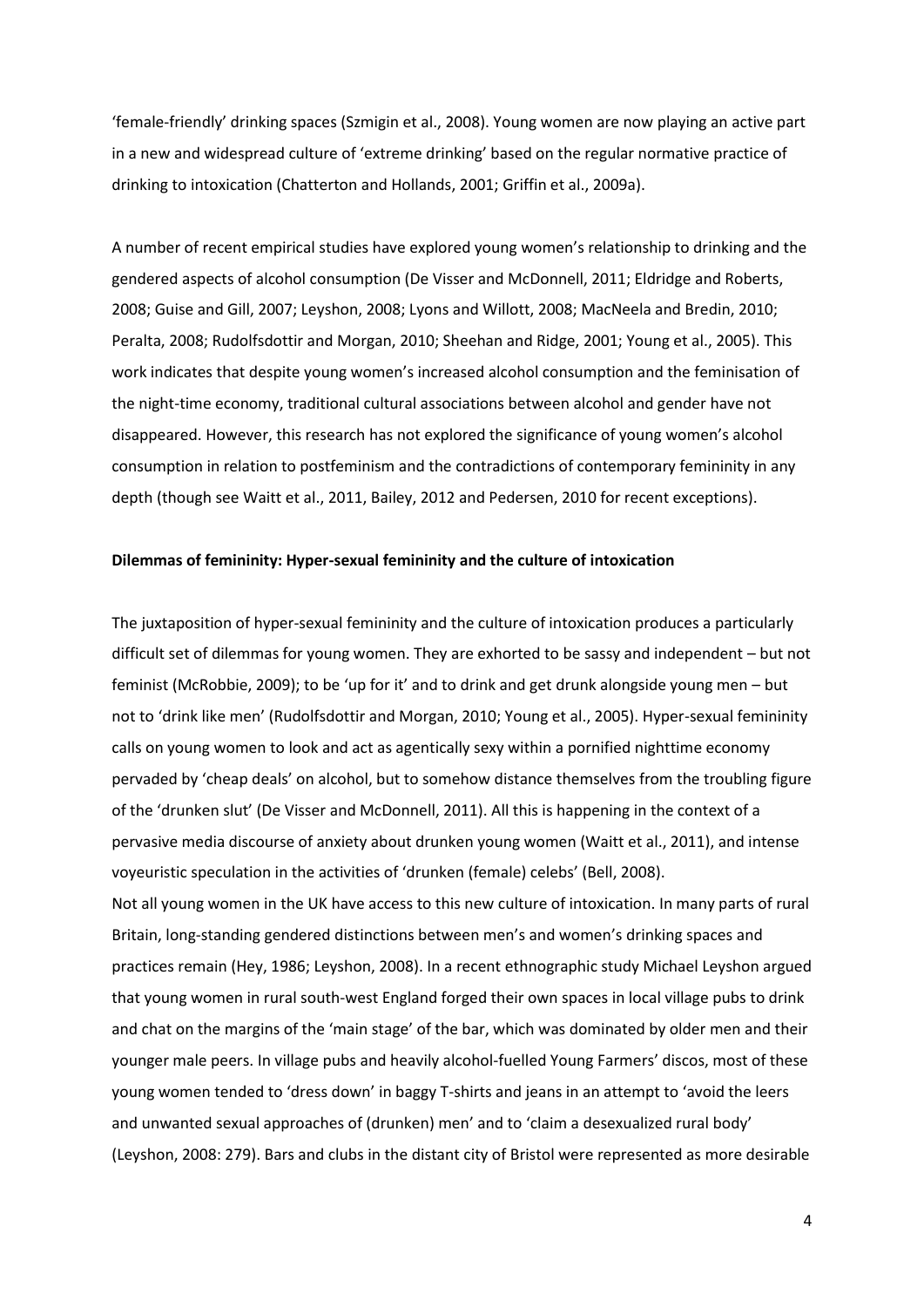'female-friendly' drinking spaces (Szmigin et al., 2008). Young women are now playing an active part in a new and widespread culture of 'extreme drinking' based on the regular normative practice of drinking to intoxication (Chatterton and Hollands, 2001; Griffin et al., 2009a).

A number of recent empirical studies have explored young women's relationship to drinking and the gendered aspects of alcohol consumption (De Visser and McDonnell, 2011; Eldridge and Roberts, 2008; Guise and Gill, 2007; Leyshon, 2008; Lyons and Willott, 2008; MacNeela and Bredin, 2010; Peralta, 2008; Rudolfsdottir and Morgan, 2010; Sheehan and Ridge, 2001; Young et al., 2005). This work indicates that despite young women's increased alcohol consumption and the feminisation of the night-time economy, traditional cultural associations between alcohol and gender have not disappeared. However, this research has not explored the significance of young women's alcohol consumption in relation to postfeminism and the contradictions of contemporary femininity in any depth (though see Waitt et al., 2011, Bailey, 2012 and Pedersen, 2010 for recent exceptions).

**Dilemmas of femininity: Hyper-sexual femininity and the culture of intoxication**

The juxtaposition of hyper-sexual femininity and the culture of intoxication produces a particularly difficult set of dilemmas for young women. They are exhorted to be sassy and independent – but not feminist (McRobbie, 2009); to be 'up for it' and to drink and get drunk alongside young men – but not to 'drink like men' (Rudolfsdottir and Morgan, 2010; Young et al., 2005). Hyper-sexual femininity calls on young women to look and act as agentically sexy within a pornified nighttime economy pervaded by 'cheap deals' on alcohol, but to somehow distance themselves from the troubling figure of the 'drunken slut' (De Visser and McDonnell, 2011). All this is happening in the context of a pervasive media discourse of anxiety about drunken young women (Waitt et al., 2011), and intense voyeuristic speculation in the activities of 'drunken (female) celebs' (Bell, 2008).

Not all young women in the UK have access to this new culture of intoxication. In many parts of rural Britain, long-standing gendered distinctions between men's and women's drinking spaces and practices remain (Hey, 1986; Leyshon, 2008). In a recent ethnographic study Michael Leyshon argued that young women in rural south-west England forged their own spaces in local village pubs to drink and chat on the margins of the 'main stage' of the bar, which was dominated by older men and their younger male peers. In village pubs and heavily alcohol-fuelled Young Farmers' discos, most of these young women tended to 'dress down' in baggy T-shirts and jeans in an attempt to 'avoid the leers and unwanted sexual approaches of (drunken) men' and to 'claim a desexualized rural body' (Leyshon, 2008: 279). Bars and clubs in the distant city of Bristol were represented as more desirable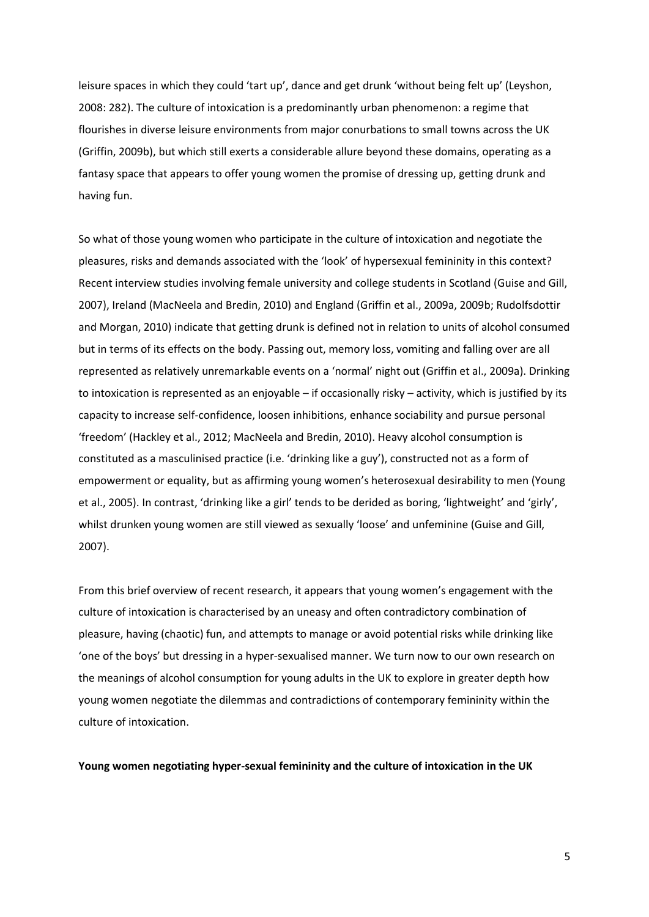leisure spaces in which they could 'tart up', dance and get drunk 'without being felt up' (Leyshon, 2008: 282). The culture of intoxication is a predominantly urban phenomenon: a regime that flourishes in diverse leisure environments from major conurbations to small towns across the UK (Griffin, 2009b), but which still exerts a considerable allure beyond these domains, operating as a fantasy space that appears to offer young women the promise of dressing up, getting drunk and having fun.

So what of those young women who participate in the culture of intoxication and negotiate the pleasures, risks and demands associated with the 'look' of hypersexual femininity in this context? Recent interview studies involving female university and college students in Scotland (Guise and Gill, 2007), Ireland (MacNeela and Bredin, 2010) and England (Griffin et al., 2009a, 2009b; Rudolfsdottir and Morgan, 2010) indicate that getting drunk is defined not in relation to units of alcohol consumed but in terms of its effects on the body. Passing out, memory loss, vomiting and falling over are all represented as relatively unremarkable events on a 'normal' night out (Griffin et al., 2009a). Drinking to intoxication is represented as an enjoyable – if occasionally risky – activity, which is justified by its capacity to increase self-confidence, loosen inhibitions, enhance sociability and pursue personal 'freedom' (Hackley et al., 2012; MacNeela and Bredin, 2010). Heavy alcohol consumption is constituted as a masculinised practice (i.e. 'drinking like a guy'), constructed not as a form of empowerment or equality, but as affirming young women's heterosexual desirability to men (Young et al., 2005). In contrast, 'drinking like a girl' tends to be derided as boring, 'lightweight' and 'girly', whilst drunken young women are still viewed as sexually 'loose' and unfeminine (Guise and Gill, 2007).

From this brief overview of recent research, it appears that young women's engagement with the culture of intoxication is characterised by an uneasy and often contradictory combination of pleasure, having (chaotic) fun, and attempts to manage or avoid potential risks while drinking like 'one of the boys' but dressing in a hyper-sexualised manner. We turn now to our own research on the meanings of alcohol consumption for young adults in the UK to explore in greater depth how young women negotiate the dilemmas and contradictions of contemporary femininity within the culture of intoxication.

**Young women negotiating hyper-sexual femininity and the culture of intoxication in the UK**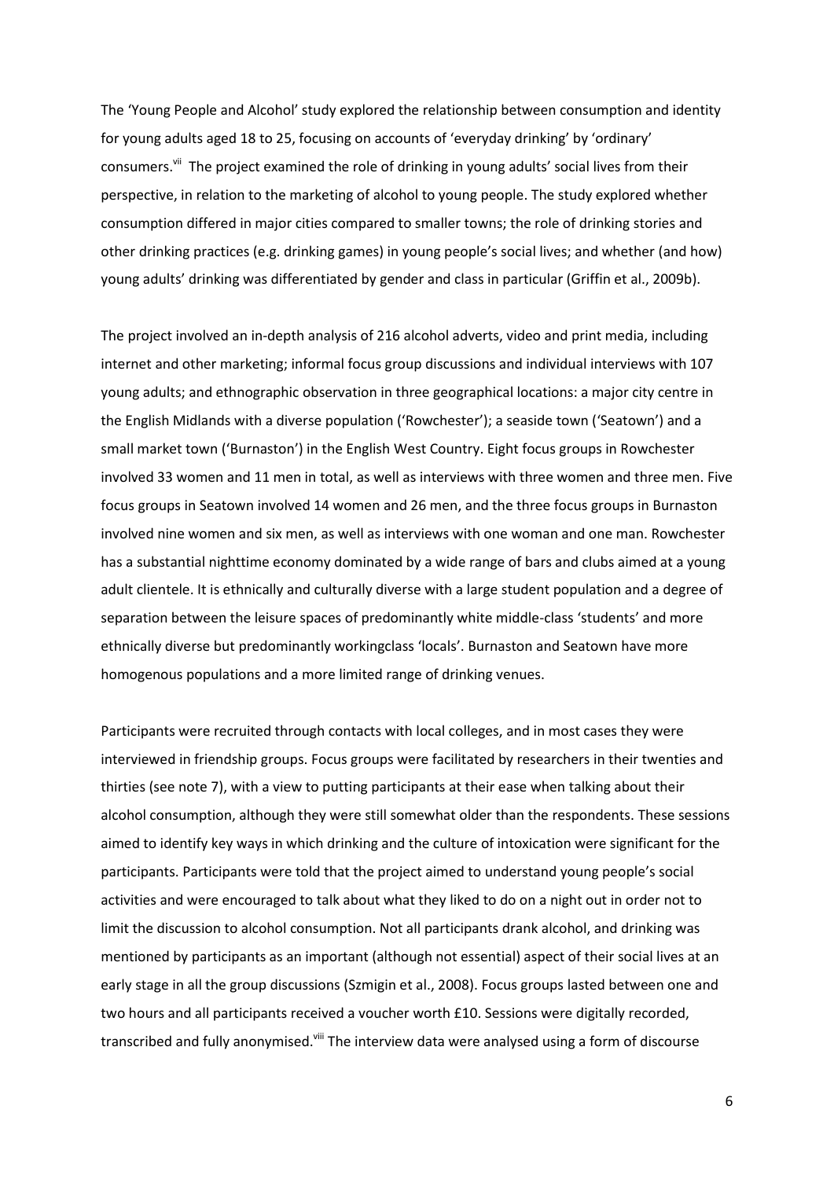The 'Young People and Alcohol' study explored the relationship between consumption and identity for young adults aged 18 to 25, focusing on accounts of 'everyday drinking' by 'ordinary' consumers.[vii] The project examined the role of drinking in young adults' social lives from their perspective, in relation to the marketing of alcohol to young people. The study explored whether consumption differed in major cities compared to smaller towns; the role of drinking stories and other drinking practices (e.g. drinking games) in young people's social lives; and whether (and how) young adults' drinking was differentiated by gender and class in particular (Griffin et al., 2009b).

The project involved an in-depth analysis of 216 alcohol adverts, video and print media, including internet and other marketing; informal focus group discussions and individual interviews with 107 young adults; and ethnographic observation in three geographical locations: a major city centre in the English Midlands with a diverse population ('Rowchester'); a seaside town ('Seatown') and a small market town ('Burnaston') in the English West Country. Eight focus groups in Rowchester involved 33 women and 11 men in total, as well as interviews with three women and three men. Five focus groups in Seatown involved 14 women and 26 men, and the three focus groups in Burnaston involved nine women and six men, as well as interviews with one woman and one man. Rowchester has a substantial nighttime economy dominated by a wide range of bars and clubs aimed at a young adult clientele. It is ethnically and culturally diverse with a large student population and a degree of separation between the leisure spaces of predominantly white middle-class 'students' and more ethnically diverse but predominantly workingclass 'locals'. Burnaston and Seatown have more homogenous populations and a more limited range of drinking venues.

Participants were recruited through contacts with local colleges, and in most cases they were interviewed in friendship groups. Focus groups were facilitated by researchers in their twenties and thirties (see note 7), with a view to putting participants at their ease when talking about their alcohol consumption, although they were still somewhat older than the respondents. These sessions aimed to identify key ways in which drinking and the culture of intoxication were significant for the participants. Participants were told that the project aimed to understand young people's social activities and were encouraged to talk about what they liked to do on a night out in order not to limit the discussion to alcohol consumption. Not all participants drank alcohol, and drinking was mentioned by participants as an important (although not essential) aspect of their social lives at an early stage in all the group discussions (Szmigin et al., 2008). Focus groups lasted between one and two hours and all participants received a voucher worth £10. Sessions were digitally recorded, transcribed and fully anonymised.[viii] The interview data were analysed using a form of discourse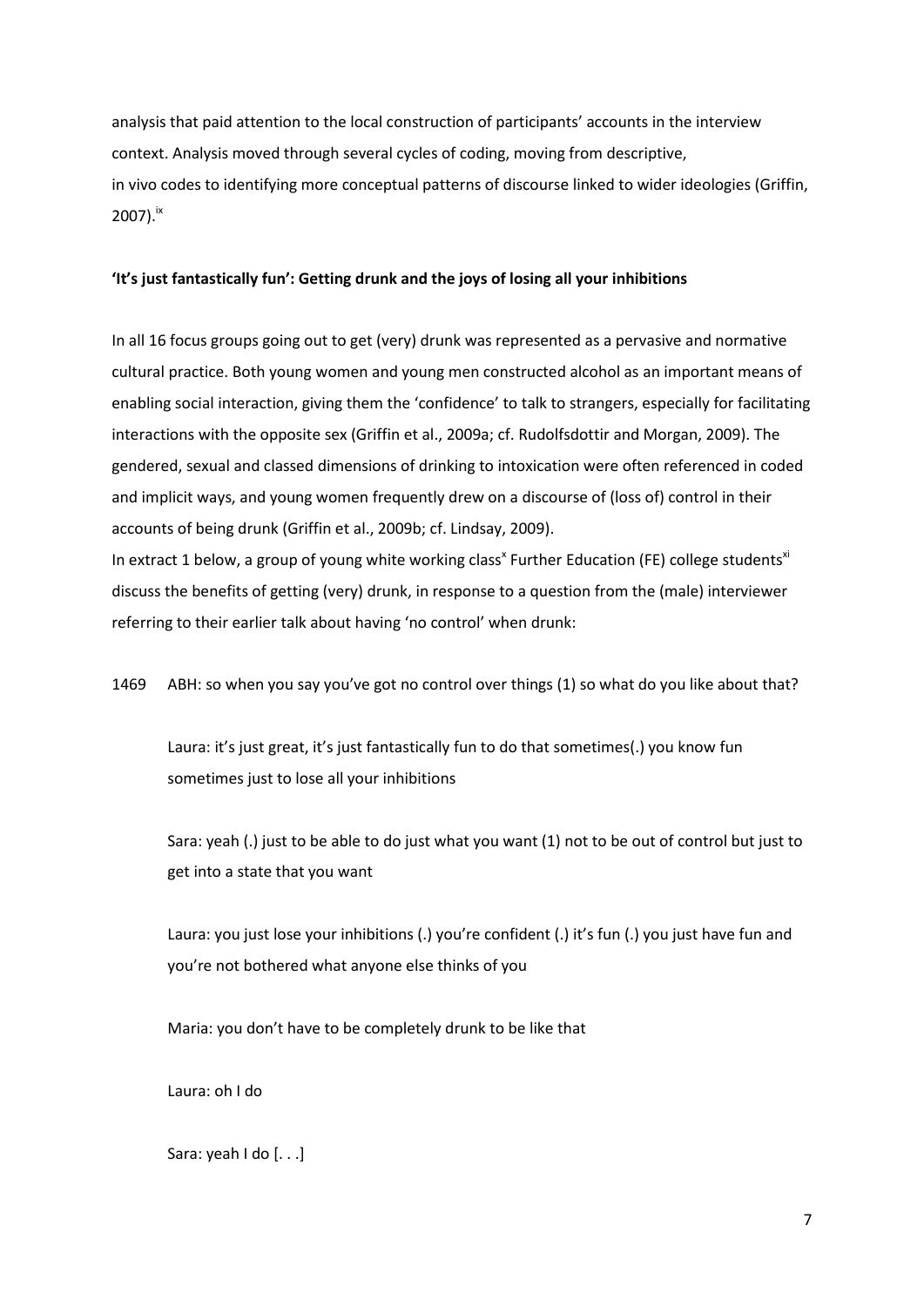analysis that paid attention to the local construction of participants' accounts in the interview context. Analysis moved through several cycles of coding, moving from descriptive, in vivo codes to identifying more conceptual patterns of discourse linked to wider ideologies (Griffin, 2007).[ix]

**'It's just fantastically fun': Getting drunk and the joys of losing all your inhibitions**

In all 16 focus groups going out to get (very) drunk was represented as a pervasive and normative cultural practice. Both young women and young men constructed alcohol as an important means of enabling social interaction, giving them the 'confidence' to talk to strangers, especially for facilitating interactions with the opposite sex (Griffin et al., 2009a; cf. Rudolfsdottir and Morgan, 2009). The gendered, sexual and classed dimensions of drinking to intoxication were often referenced in coded and implicit ways, and young women frequently drew on a discourse of (loss of) control in their accounts of being drunk (Griffin et al., 2009b; cf. Lindsay, 2009).

In extract 1 below, a group of young white working class[x] Further Education (FE) college students[xi] discuss the benefits of getting (very) drunk, in response to a question from the (male) interviewer referring to their earlier talk about having 'no control' when drunk:

1469 ABH: so when you say you've got no control over things (1) so what do you like about that?

> Laura: it's just great, it's just fantastically fun to do that sometimes(.) you know fun sometimes just to lose all your inhibitions
>
> Sara: yeah (.) just to be able to do just what you want (1) not to be out of control but just to get into a state that you want
>
> Laura: you just lose your inhibitions (.) you're confident (.) it's fun (.) you just have fun and you're not bothered what anyone else thinks of you
>
> Maria: you don't have to be completely drunk to be like that
>
> Laura: oh I do
>
> Sara: yeah I do [. . .]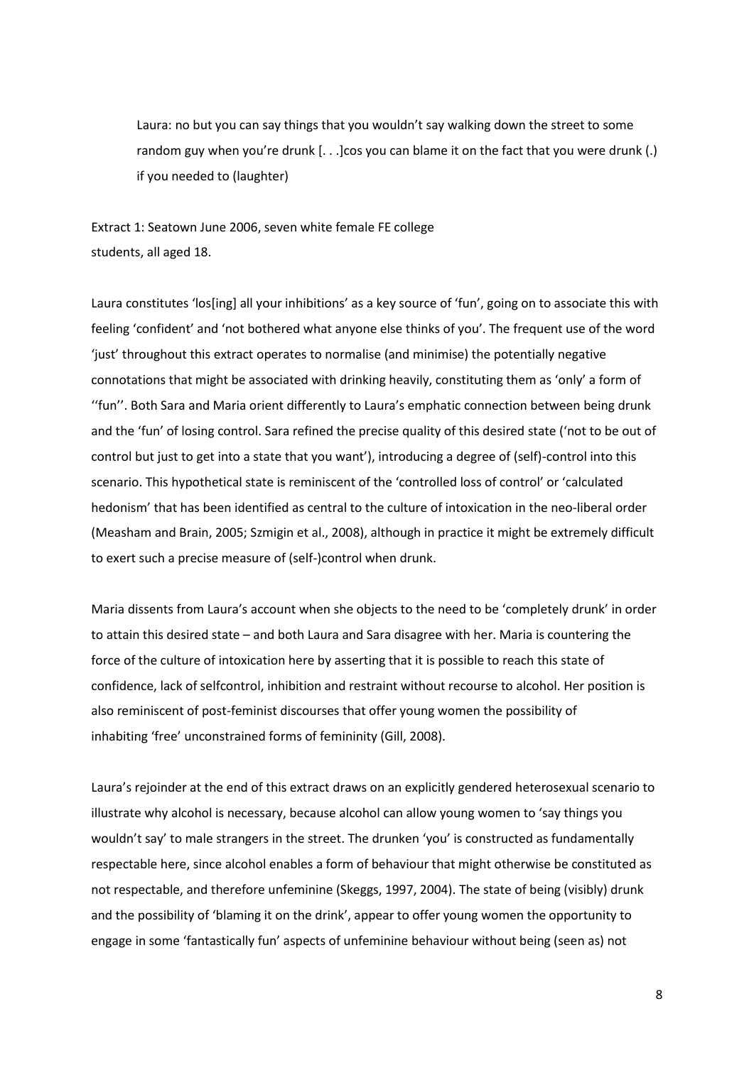> Laura: no but you can say things that you wouldn't say walking down the street to some random guy when you're drunk [. . .]cos you can blame it on the fact that you were drunk (.) if you needed to (laughter)

Extract 1: Seatown June 2006, seven white female FE college students, all aged 18.

Laura constitutes 'los[ing] all your inhibitions' as a key source of 'fun', going on to associate this with feeling 'confident' and 'not bothered what anyone else thinks of you'. The frequent use of the word 'just' throughout this extract operates to normalise (and minimise) the potentially negative connotations that might be associated with drinking heavily, constituting them as 'only' a form of ''fun''. Both Sara and Maria orient differently to Laura's emphatic connection between being drunk and the 'fun' of losing control. Sara refined the precise quality of this desired state ('not to be out of control but just to get into a state that you want'), introducing a degree of (self)-control into this scenario. This hypothetical state is reminiscent of the 'controlled loss of control' or 'calculated hedonism' that has been identified as central to the culture of intoxication in the neo-liberal order (Measham and Brain, 2005; Szmigin et al., 2008), although in practice it might be extremely difficult to exert such a precise measure of (self-)control when drunk.

Maria dissents from Laura's account when she objects to the need to be 'completely drunk' in order to attain this desired state – and both Laura and Sara disagree with her. Maria is countering the force of the culture of intoxication here by asserting that it is possible to reach this state of confidence, lack of selfcontrol, inhibition and restraint without recourse to alcohol. Her position is also reminiscent of post-feminist discourses that offer young women the possibility of inhabiting 'free' unconstrained forms of femininity (Gill, 2008).

Laura's rejoinder at the end of this extract draws on an explicitly gendered heterosexual scenario to illustrate why alcohol is necessary, because alcohol can allow young women to 'say things you wouldn't say' to male strangers in the street. The drunken 'you' is constructed as fundamentally respectable here, since alcohol enables a form of behaviour that might otherwise be constituted as not respectable, and therefore unfeminine (Skeggs, 1997, 2004). The state of being (visibly) drunk and the possibility of 'blaming it on the drink', appear to offer young women the opportunity to engage in some 'fantastically fun' aspects of unfeminine behaviour without being (seen as) not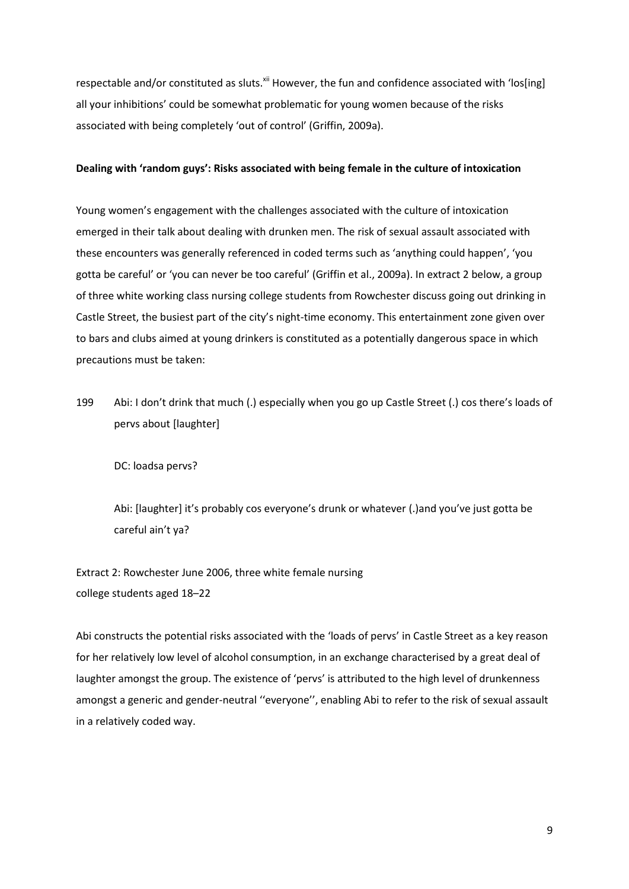respectable and/or constituted as sluts.[xii] However, the fun and confidence associated with 'los[ing] all your inhibitions' could be somewhat problematic for young women because of the risks associated with being completely 'out of control' (Griffin, 2009a).

**Dealing with 'random guys': Risks associated with being female in the culture of intoxication**

Young women's engagement with the challenges associated with the culture of intoxication emerged in their talk about dealing with drunken men. The risk of sexual assault associated with these encounters was generally referenced in coded terms such as 'anything could happen', 'you gotta be careful' or 'you can never be too careful' (Griffin et al., 2009a). In extract 2 below, a group of three white working class nursing college students from Rowchester discuss going out drinking in Castle Street, the busiest part of the city's night-time economy. This entertainment zone given over to bars and clubs aimed at young drinkers is constituted as a potentially dangerous space in which precautions must be taken:

199 Abi: I don't drink that much (.) especially when you go up Castle Street (.) cos there's loads of pervs about [laughter]

DC: loadsa pervs?

Abi: [laughter] it's probably cos everyone's drunk or whatever (.)and you've just gotta be careful ain't ya?

Extract 2: Rowchester June 2006, three white female nursing college students aged 18–22

Abi constructs the potential risks associated with the 'loads of pervs' in Castle Street as a key reason for her relatively low level of alcohol consumption, in an exchange characterised by a great deal of laughter amongst the group. The existence of 'pervs' is attributed to the high level of drunkenness amongst a generic and gender-neutral ''everyone'', enabling Abi to refer to the risk of sexual assault in a relatively coded way.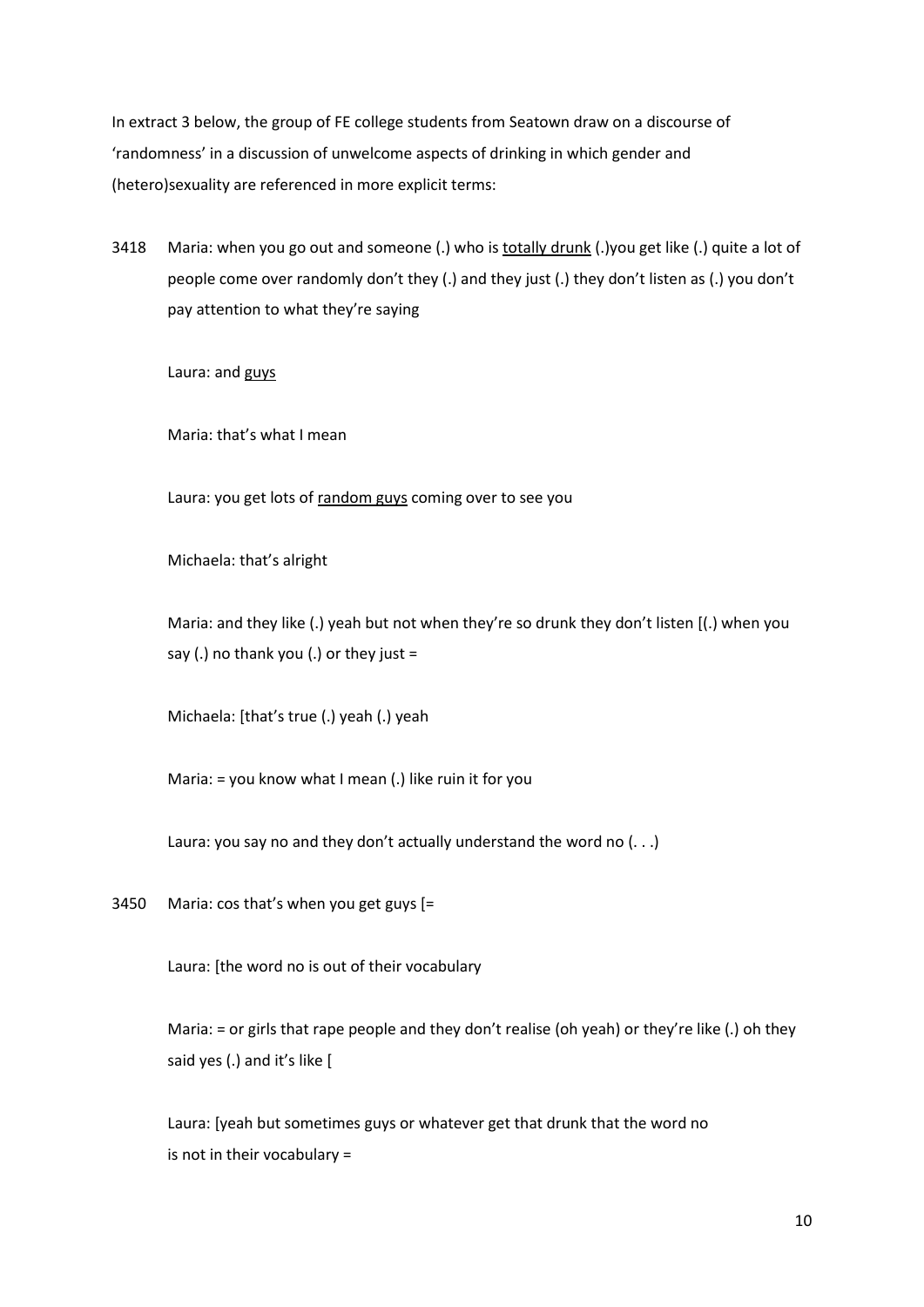In extract 3 below, the group of FE college students from Seatown draw on a discourse of 'randomness' in a discussion of unwelcome aspects of drinking in which gender and (hetero)sexuality are referenced in more explicit terms:

3418 Maria: when you go out and someone (.) who is <u>totally drunk</u> (.)you get like (.) quite a lot of people come over randomly don't they (.) and they just (.) they don't listen as (.) you don't pay attention to what they're saying

Laura: and <u>guys</u>

Maria: that's what I mean

Laura: you get lots of <u>random guys</u> coming over to see you

Michaela: that's alright

Maria: and they like (.) yeah but not when they're so drunk they don't listen [(.) when you say (.) no thank you (.) or they just =

Michaela: [that's true (.) yeah (.) yeah

Maria: = you know what I mean (.) like ruin it for you

Laura: you say no and they don't actually understand the word no (. . .)

3450 Maria: cos that's when you get guys [=

Laura: [the word no is out of their vocabulary

Maria: = or girls that rape people and they don't realise (oh yeah) or they're like (.) oh they said yes (.) and it's like [

Laura: [yeah but sometimes guys or whatever get that drunk that the word no is not in their vocabulary =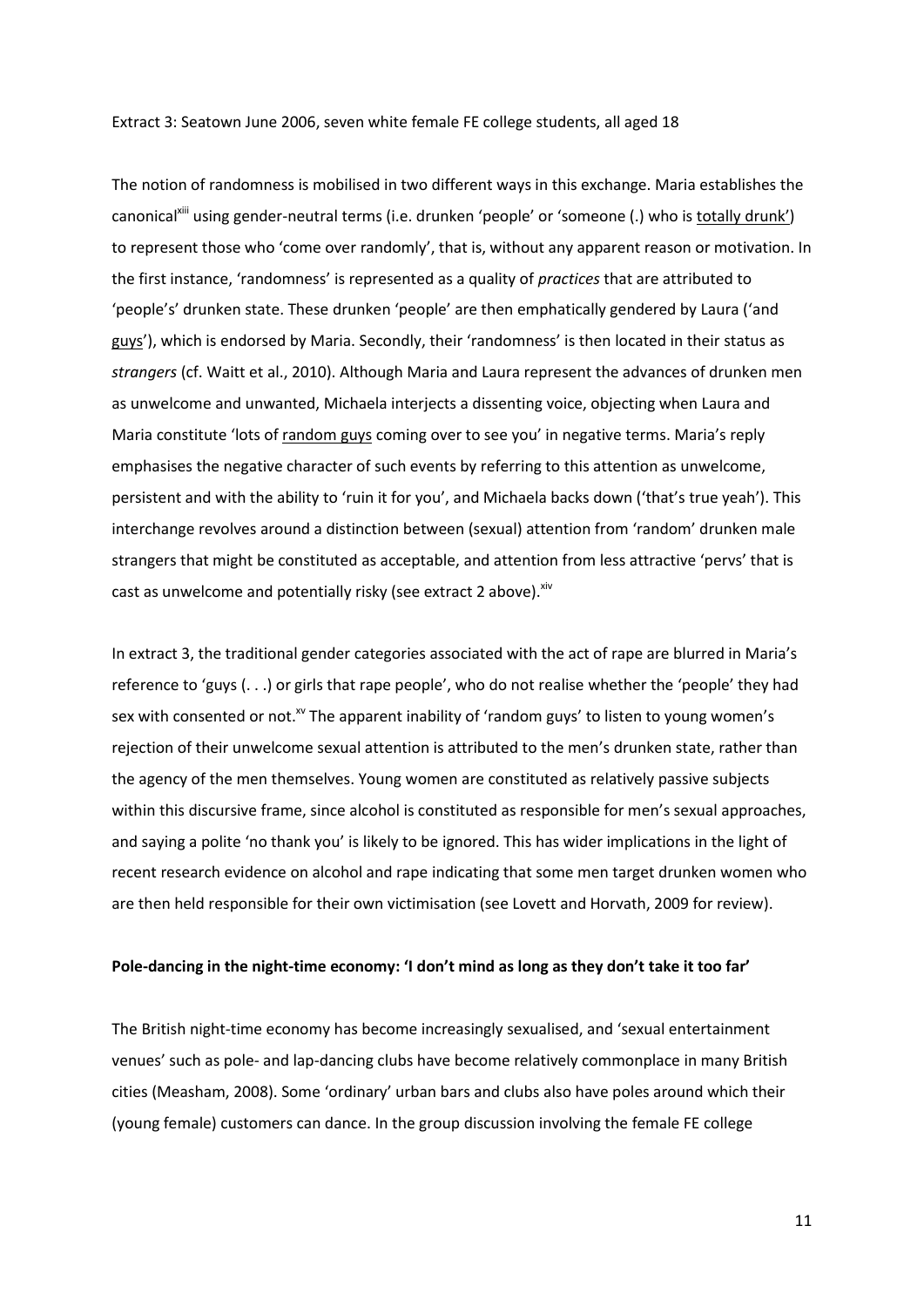Extract 3: Seatown June 2006, seven white female FE college students, all aged 18

The notion of randomness is mobilised in two different ways in this exchange. Maria establishes the canonical[xiii] using gender-neutral terms (i.e. drunken 'people' or 'someone (.) who is totally drunk') to represent those who 'come over randomly', that is, without any apparent reason or motivation. In the first instance, 'randomness' is represented as a quality of *practices* that are attributed to 'people's' drunken state. These drunken 'people' are then emphatically gendered by Laura ('and guys'), which is endorsed by Maria. Secondly, their 'randomness' is then located in their status as *strangers* (cf. Waitt et al., 2010). Although Maria and Laura represent the advances of drunken men as unwelcome and unwanted, Michaela interjects a dissenting voice, objecting when Laura and Maria constitute 'lots of random guys coming over to see you' in negative terms. Maria's reply emphasises the negative character of such events by referring to this attention as unwelcome, persistent and with the ability to 'ruin it for you', and Michaela backs down ('that's true yeah'). This interchange revolves around a distinction between (sexual) attention from 'random' drunken male strangers that might be constituted as acceptable, and attention from less attractive 'pervs' that is cast as unwelcome and potentially risky (see extract 2 above).[xiv]

In extract 3, the traditional gender categories associated with the act of rape are blurred in Maria's reference to 'guys (. . .) or girls that rape people', who do not realise whether the 'people' they had sex with consented or not.[xv] The apparent inability of 'random guys' to listen to young women's rejection of their unwelcome sexual attention is attributed to the men's drunken state, rather than the agency of the men themselves. Young women are constituted as relatively passive subjects within this discursive frame, since alcohol is constituted as responsible for men's sexual approaches, and saying a polite 'no thank you' is likely to be ignored. This has wider implications in the light of recent research evidence on alcohol and rape indicating that some men target drunken women who are then held responsible for their own victimisation (see Lovett and Horvath, 2009 for review).

## Pole-dancing in the night-time economy: 'I don't mind as long as they don't take it too far'

The British night-time economy has become increasingly sexualised, and 'sexual entertainment venues' such as pole- and lap-dancing clubs have become relatively commonplace in many British cities (Measham, 2008). Some 'ordinary' urban bars and clubs also have poles around which their (young female) customers can dance. In the group discussion involving the female FE college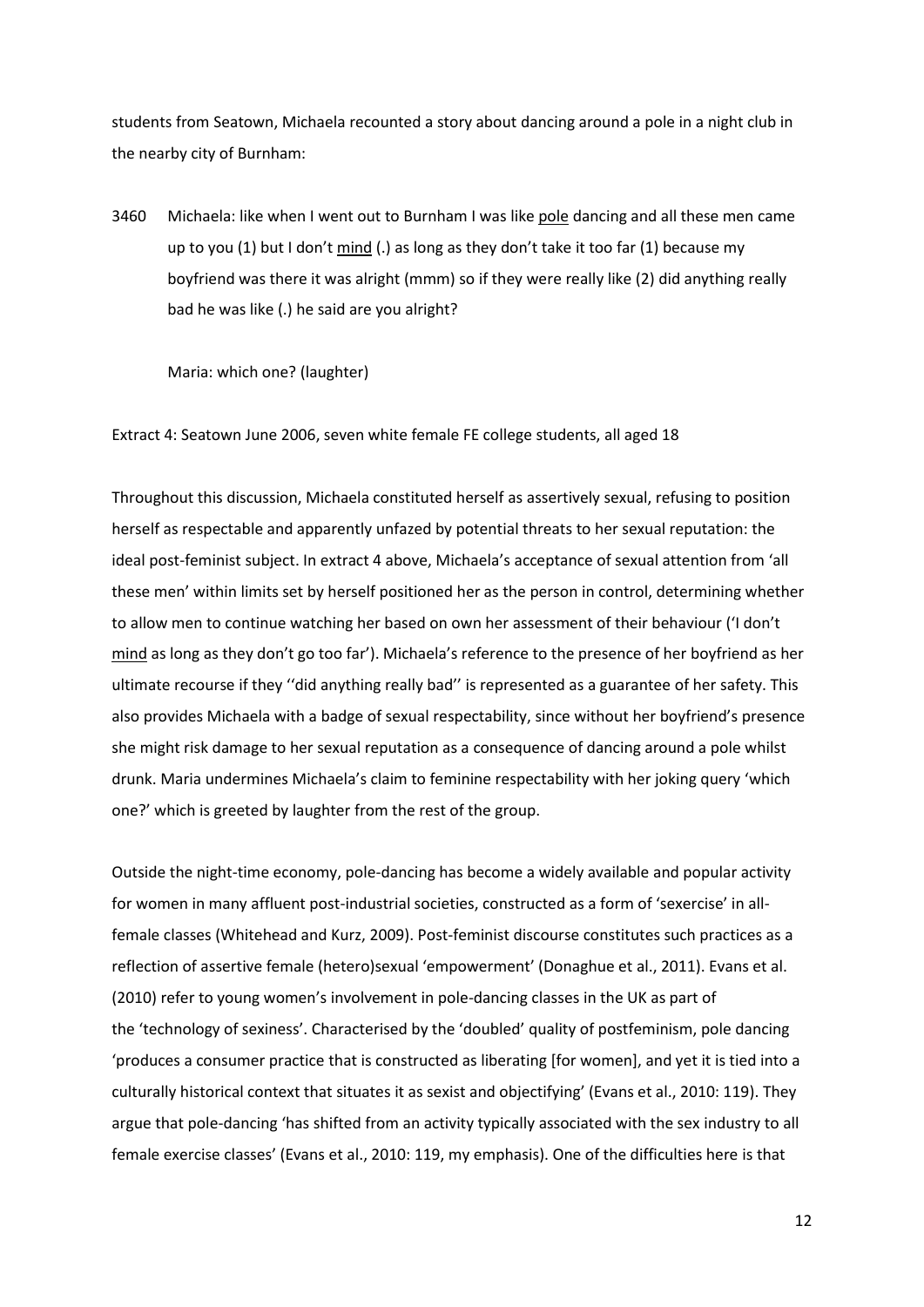students from Seatown, Michaela recounted a story about dancing around a pole in a night club in the nearby city of Burnham:

3460 Michaela: like when I went out to Burnham I was like <u>pole</u> dancing and all these men came up to you (1) but I don't <u>mind</u> (.) as long as they don't take it too far (1) because my boyfriend was there it was alright (mmm) so if they were really like (2) did anything really bad he was like (.) he said are you alright?

Maria: which one? (laughter)

Extract 4: Seatown June 2006, seven white female FE college students, all aged 18

Throughout this discussion, Michaela constituted herself as assertively sexual, refusing to position herself as respectable and apparently unfazed by potential threats to her sexual reputation: the ideal post-feminist subject. In extract 4 above, Michaela's acceptance of sexual attention from 'all these men' within limits set by herself positioned her as the person in control, determining whether to allow men to continue watching her based on own her assessment of their behaviour ('I don't <u>mind</u> as long as they don't go too far'). Michaela's reference to the presence of her boyfriend as her ultimate recourse if they ''did anything really bad'' is represented as a guarantee of her safety. This also provides Michaela with a badge of sexual respectability, since without her boyfriend's presence she might risk damage to her sexual reputation as a consequence of dancing around a pole whilst drunk. Maria undermines Michaela's claim to feminine respectability with her joking query 'which one?' which is greeted by laughter from the rest of the group.

Outside the night-time economy, pole-dancing has become a widely available and popular activity for women in many affluent post-industrial societies, constructed as a form of 'sexercise' in all-female classes (Whitehead and Kurz, 2009). Post-feminist discourse constitutes such practices as a reflection of assertive female (hetero)sexual 'empowerment' (Donaghue et al., 2011). Evans et al. (2010) refer to young women's involvement in pole-dancing classes in the UK as part of the 'technology of sexiness'. Characterised by the 'doubled' quality of postfeminism, pole dancing 'produces a consumer practice that is constructed as liberating [for women], and yet it is tied into a culturally historical context that situates it as sexist and objectifying' (Evans et al., 2010: 119). They argue that pole-dancing 'has shifted from an activity typically associated with the sex industry to all female exercise classes' (Evans et al., 2010: 119, my emphasis). One of the difficulties here is that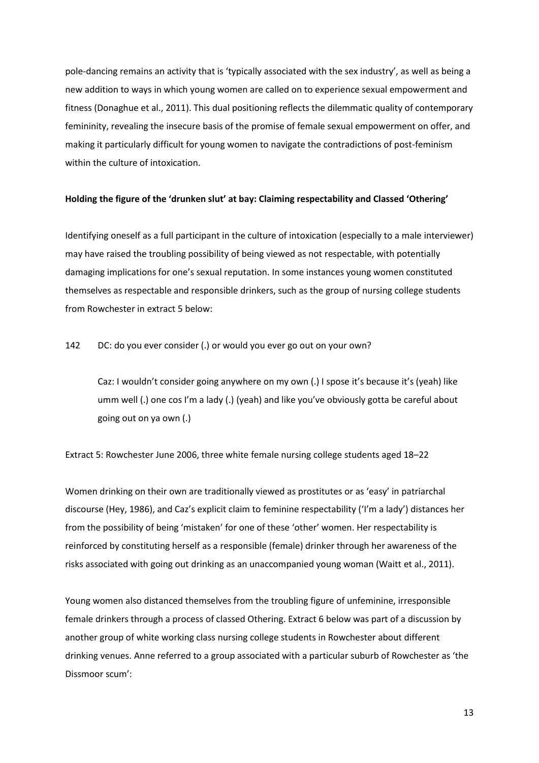pole-dancing remains an activity that is 'typically associated with the sex industry', as well as being a new addition to ways in which young women are called on to experience sexual empowerment and fitness (Donaghue et al., 2011). This dual positioning reflects the dilemmatic quality of contemporary femininity, revealing the insecure basis of the promise of female sexual empowerment on offer, and making it particularly difficult for young women to navigate the contradictions of post-feminism within the culture of intoxication.

**Holding the figure of the 'drunken slut' at bay: Claiming respectability and Classed 'Othering'**

Identifying oneself as a full participant in the culture of intoxication (especially to a male interviewer) may have raised the troubling possibility of being viewed as not respectable, with potentially damaging implications for one's sexual reputation. In some instances young women constituted themselves as respectable and responsible drinkers, such as the group of nursing college students from Rowchester in extract 5 below:

142 DC: do you ever consider (.) or would you ever go out on your own?

> Caz: I wouldn't consider going anywhere on my own (.) I spose it's because it's (yeah) like umm well (.) one cos I'm a lady (.) (yeah) and like you've obviously gotta be careful about going out on ya own (.)

Extract 5: Rowchester June 2006, three white female nursing college students aged 18–22

Women drinking on their own are traditionally viewed as prostitutes or as 'easy' in patriarchal discourse (Hey, 1986), and Caz's explicit claim to feminine respectability ('I'm a lady') distances her from the possibility of being 'mistaken' for one of these 'other' women. Her respectability is reinforced by constituting herself as a responsible (female) drinker through her awareness of the risks associated with going out drinking as an unaccompanied young woman (Waitt et al., 2011).

Young women also distanced themselves from the troubling figure of unfeminine, irresponsible female drinkers through a process of classed Othering. Extract 6 below was part of a discussion by another group of white working class nursing college students in Rowchester about different drinking venues. Anne referred to a group associated with a particular suburb of Rowchester as 'the Dissmoor scum':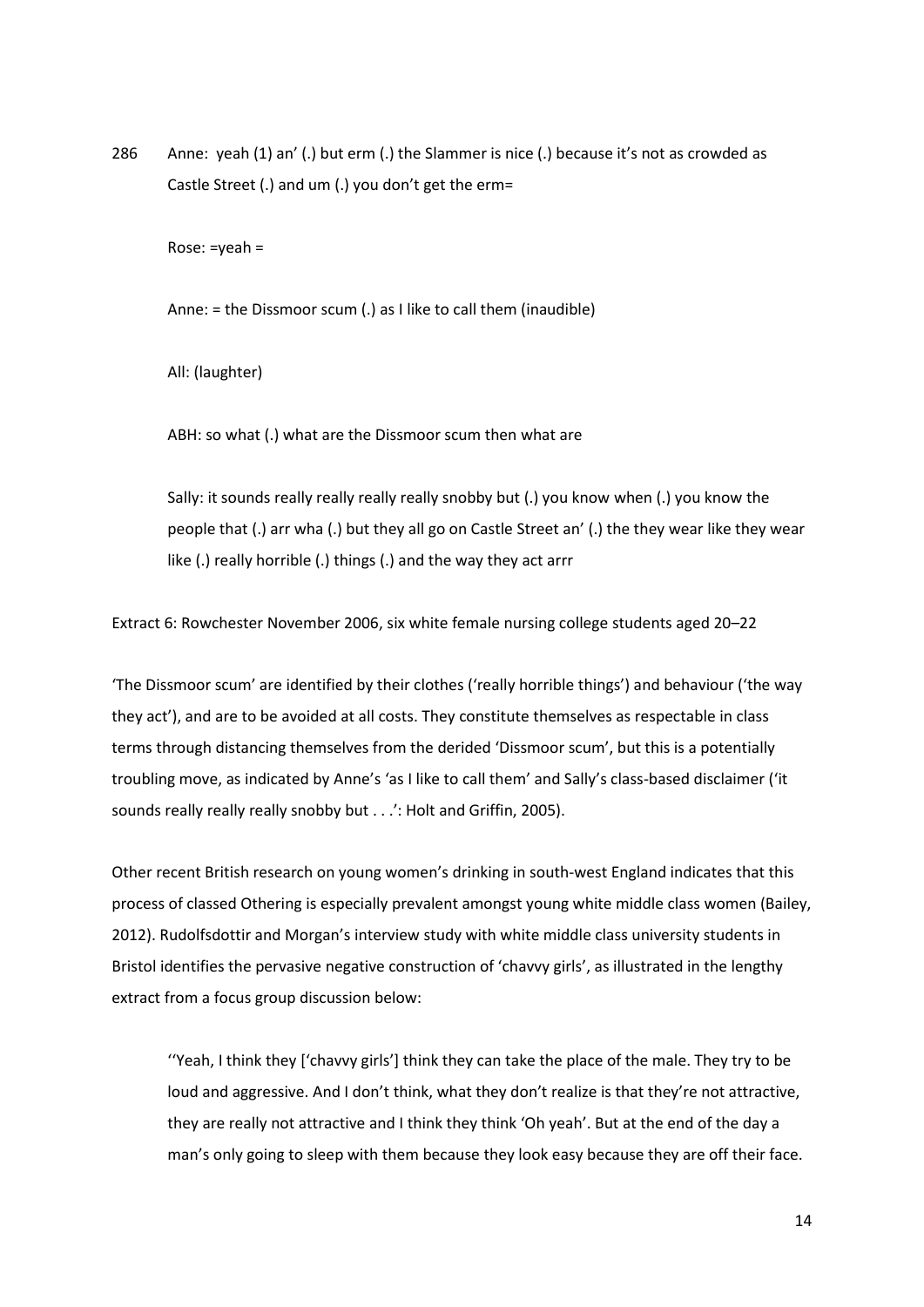286 Anne: yeah (1) an' (.) but erm (.) the Slammer is nice (.) because it's not as crowded as Castle Street (.) and um (.) you don't get the erm=

> Rose: =yeah =
>
> Anne: = the Dissmoor scum (.) as I like to call them (inaudible)
>
> All: (laughter)
>
> ABH: so what (.) what are the Dissmoor scum then what are
>
> Sally: it sounds really really really really snobby but (.) you know when (.) you know the people that (.) arr wha (.) but they all go on Castle Street an' (.) the they wear like they wear like (.) really horrible (.) things (.) and the way they act arrr

Extract 6: Rowchester November 2006, six white female nursing college students aged 20–22

'The Dissmoor scum' are identified by their clothes ('really horrible things') and behaviour ('the way they act'), and are to be avoided at all costs. They constitute themselves as respectable in class terms through distancing themselves from the derided 'Dissmoor scum', but this is a potentially troubling move, as indicated by Anne's 'as I like to call them' and Sally's class-based disclaimer ('it sounds really really really snobby but . . .': Holt and Griffin, 2005).

Other recent British research on young women's drinking in south-west England indicates that this process of classed Othering is especially prevalent amongst young white middle class women (Bailey, 2012). Rudolfsdottir and Morgan's interview study with white middle class university students in Bristol identifies the pervasive negative construction of 'chavvy girls', as illustrated in the lengthy extract from a focus group discussion below:

> ''Yeah, I think they ['chavvy girls'] think they can take the place of the male. They try to be loud and aggressive. And I don't think, what they don't realize is that they're not attractive, they are really not attractive and I think they think 'Oh yeah'. But at the end of the day a man's only going to sleep with them because they look easy because they are off their face.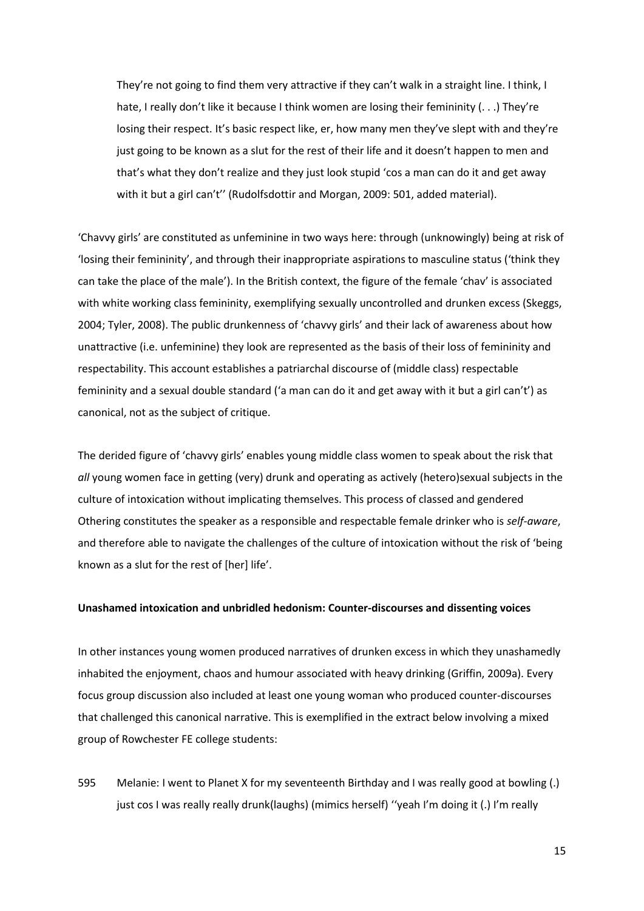> They're not going to find them very attractive if they can't walk in a straight line. I think, I hate, I really don't like it because I think women are losing their femininity (. . .) They're losing their respect. It's basic respect like, er, how many men they've slept with and they're just going to be known as a slut for the rest of their life and it doesn't happen to men and that's what they don't realize and they just look stupid 'cos a man can do it and get away with it but a girl can't'' (Rudolfsdottir and Morgan, 2009: 501, added material).

'Chavvy girls' are constituted as unfeminine in two ways here: through (unknowingly) being at risk of 'losing their femininity', and through their inappropriate aspirations to masculine status ('think they can take the place of the male'). In the British context, the figure of the female 'chav' is associated with white working class femininity, exemplifying sexually uncontrolled and drunken excess (Skeggs, 2004; Tyler, 2008). The public drunkenness of 'chavvy girls' and their lack of awareness about how unattractive (i.e. unfeminine) they look are represented as the basis of their loss of femininity and respectability. This account establishes a patriarchal discourse of (middle class) respectable femininity and a sexual double standard ('a man can do it and get away with it but a girl can't') as canonical, not as the subject of critique.

The derided figure of 'chavvy girls' enables young middle class women to speak about the risk that *all* young women face in getting (very) drunk and operating as actively (hetero)sexual subjects in the culture of intoxication without implicating themselves. This process of classed and gendered Othering constitutes the speaker as a responsible and respectable female drinker who is *self-aware*, and therefore able to navigate the challenges of the culture of intoxication without the risk of 'being known as a slut for the rest of [her] life'.

**Unashamed intoxication and unbridled hedonism: Counter-discourses and dissenting voices**

In other instances young women produced narratives of drunken excess in which they unashamedly inhabited the enjoyment, chaos and humour associated with heavy drinking (Griffin, 2009a). Every focus group discussion also included at least one young woman who produced counter-discourses that challenged this canonical narrative. This is exemplified in the extract below involving a mixed group of Rowchester FE college students:

595 Melanie: I went to Planet X for my seventeenth Birthday and I was really good at bowling (.) just cos I was really really drunk(laughs) (mimics herself) ''yeah I'm doing it (.) I'm really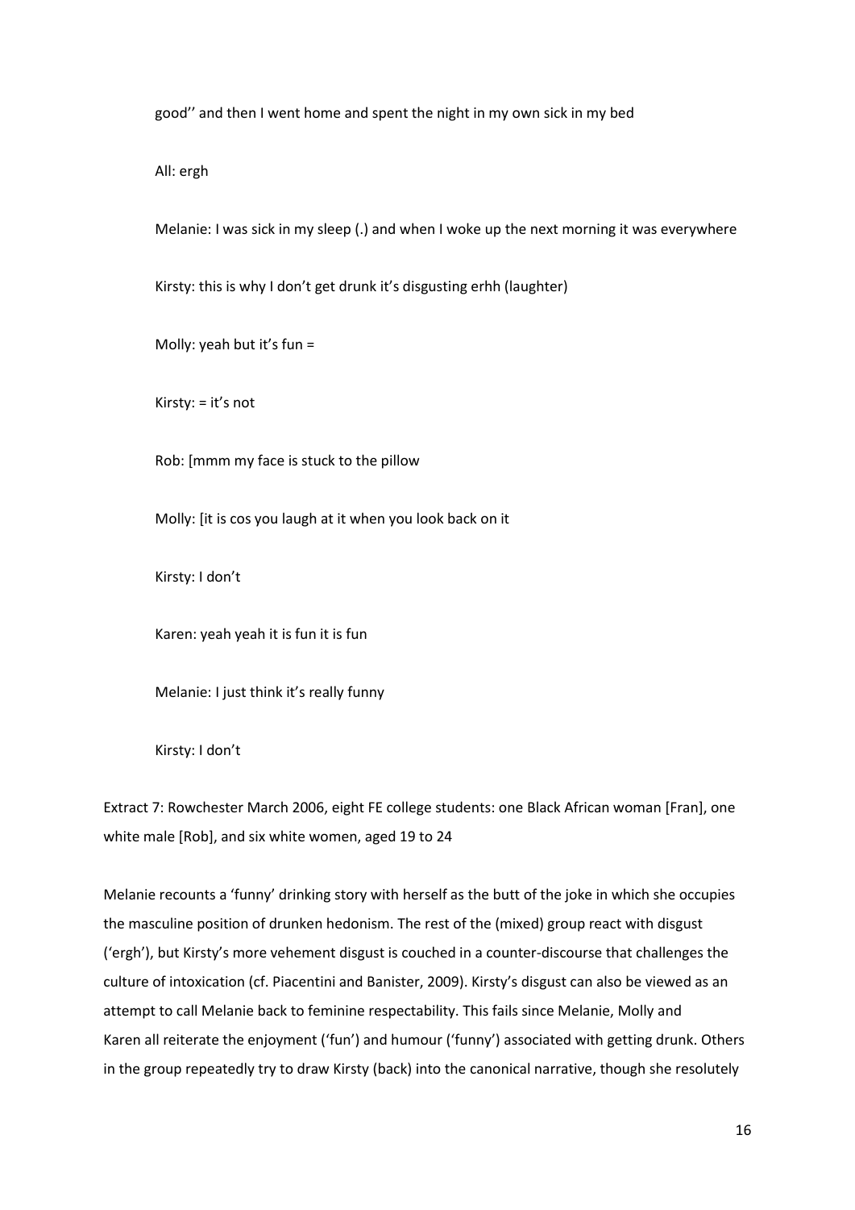good'' and then I went home and spent the night in my own sick in my bed

All: ergh

Melanie: I was sick in my sleep (.) and when I woke up the next morning it was everywhere

Kirsty: this is why I don't get drunk it's disgusting erhh (laughter)

Molly: yeah but it's fun =

Kirsty: = it's not

Rob: [mmm my face is stuck to the pillow

Molly: [it is cos you laugh at it when you look back on it

Kirsty: I don't

Karen: yeah yeah it is fun it is fun

Melanie: I just think it's really funny

Kirsty: I don't

Extract 7: Rowchester March 2006, eight FE college students: one Black African woman [Fran], one white male [Rob], and six white women, aged 19 to 24

Melanie recounts a 'funny' drinking story with herself as the butt of the joke in which she occupies the masculine position of drunken hedonism. The rest of the (mixed) group react with disgust ('ergh'), but Kirsty's more vehement disgust is couched in a counter-discourse that challenges the culture of intoxication (cf. Piacentini and Banister, 2009). Kirsty's disgust can also be viewed as an attempt to call Melanie back to feminine respectability. This fails since Melanie, Molly and Karen all reiterate the enjoyment ('fun') and humour ('funny') associated with getting drunk. Others in the group repeatedly try to draw Kirsty (back) into the canonical narrative, though she resolutely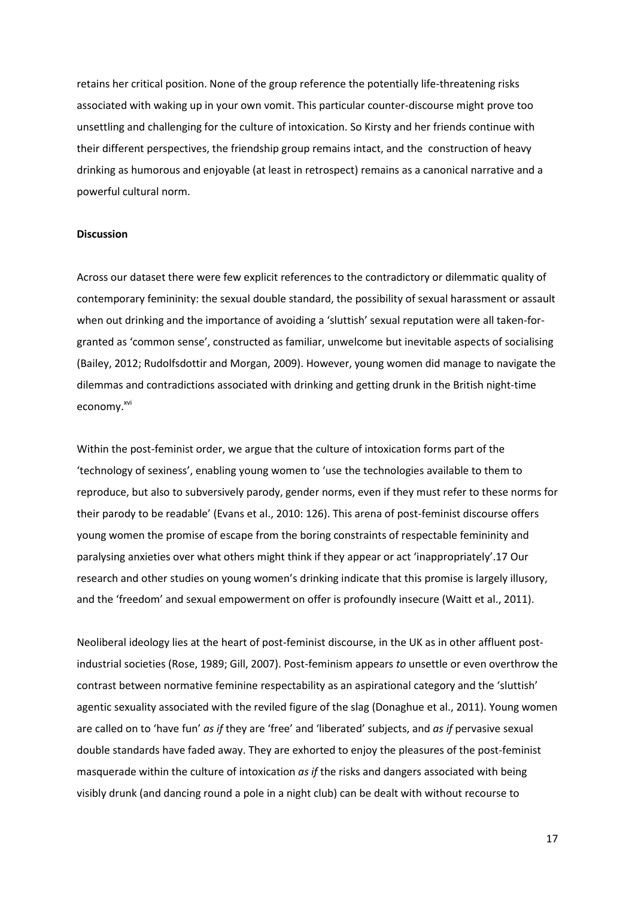retains her critical position. None of the group reference the potentially life-threatening risks associated with waking up in your own vomit. This particular counter-discourse might prove too unsettling and challenging for the culture of intoxication. So Kirsty and her friends continue with their different perspectives, the friendship group remains intact, and the construction of heavy drinking as humorous and enjoyable (at least in retrospect) remains as a canonical narrative and a powerful cultural norm.

**Discussion**

Across our dataset there were few explicit references to the contradictory or dilemmatic quality of contemporary femininity: the sexual double standard, the possibility of sexual harassment or assault when out drinking and the importance of avoiding a 'sluttish' sexual reputation were all taken-for-granted as 'common sense', constructed as familiar, unwelcome but inevitable aspects of socialising (Bailey, 2012; Rudolfsdottir and Morgan, 2009). However, young women did manage to navigate the dilemmas and contradictions associated with drinking and getting drunk in the British night-time economy.[xvi]

Within the post-feminist order, we argue that the culture of intoxication forms part of the 'technology of sexiness', enabling young women to 'use the technologies available to them to reproduce, but also to subversively parody, gender norms, even if they must refer to these norms for their parody to be readable' (Evans et al., 2010: 126). This arena of post-feminist discourse offers young women the promise of escape from the boring constraints of respectable femininity and paralysing anxieties over what others might think if they appear or act 'inappropriately'.17 Our research and other studies on young women's drinking indicate that this promise is largely illusory, and the 'freedom' and sexual empowerment on offer is profoundly insecure (Waitt et al., 2011).

Neoliberal ideology lies at the heart of post-feminist discourse, in the UK as in other affluent post-industrial societies (Rose, 1989; Gill, 2007). Post-feminism appears *to* unsettle or even overthrow the contrast between normative feminine respectability as an aspirational category and the 'sluttish' agentic sexuality associated with the reviled figure of the slag (Donaghue et al., 2011). Young women are called on to 'have fun' *as if* they are 'free' and 'liberated' subjects, and *as if* pervasive sexual double standards have faded away. They are exhorted to enjoy the pleasures of the post-feminist masquerade within the culture of intoxication *as if* the risks and dangers associated with being visibly drunk (and dancing round a pole in a night club) can be dealt with without recourse to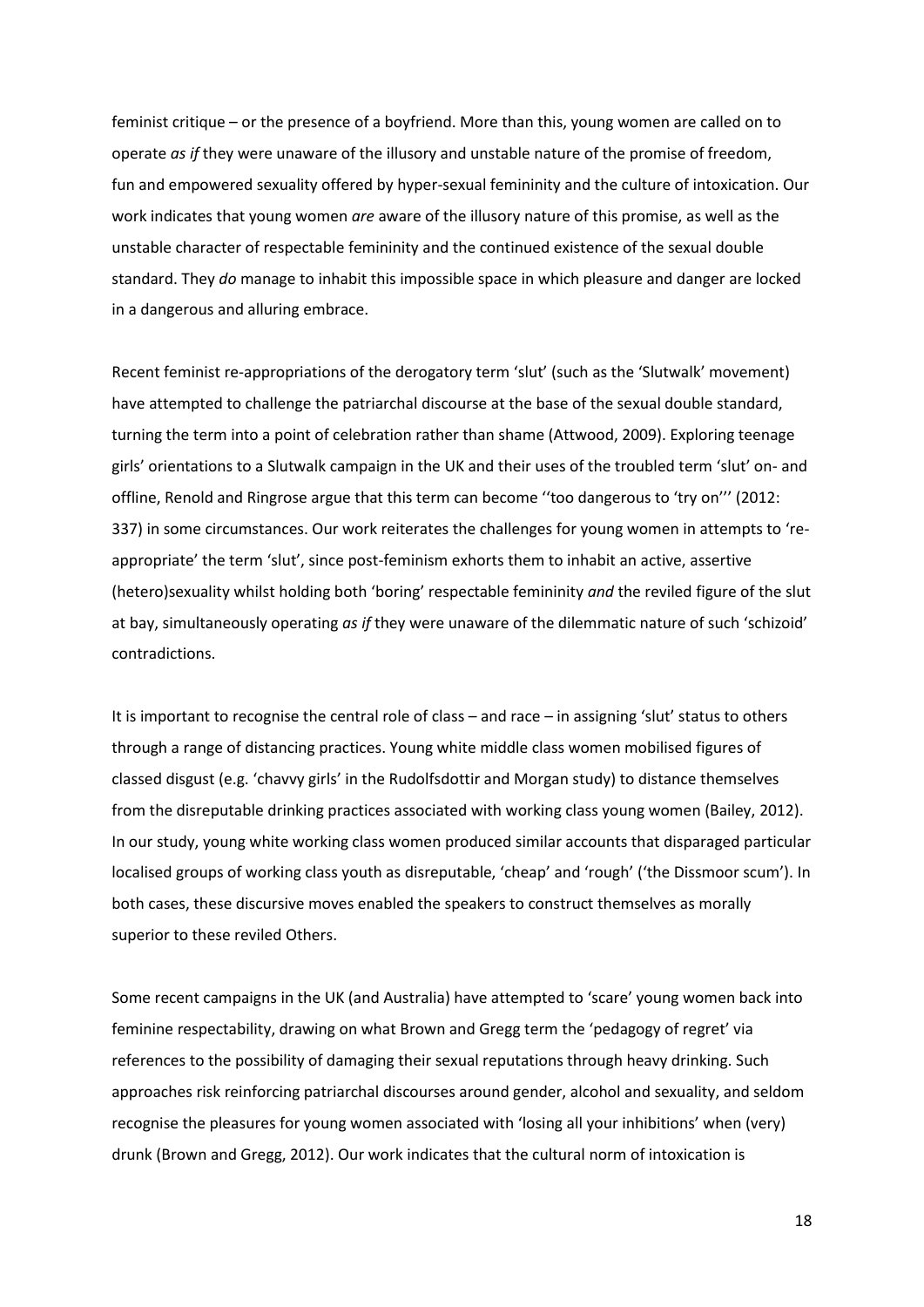feminist critique – or the presence of a boyfriend. More than this, young women are called on to operate *as if* they were unaware of the illusory and unstable nature of the promise of freedom, fun and empowered sexuality offered by hyper-sexual femininity and the culture of intoxication. Our work indicates that young women *are* aware of the illusory nature of this promise, as well as the unstable character of respectable femininity and the continued existence of the sexual double standard. They *do* manage to inhabit this impossible space in which pleasure and danger are locked in a dangerous and alluring embrace.

Recent feminist re-appropriations of the derogatory term 'slut' (such as the 'Slutwalk' movement) have attempted to challenge the patriarchal discourse at the base of the sexual double standard, turning the term into a point of celebration rather than shame (Attwood, 2009). Exploring teenage girls' orientations to a Slutwalk campaign in the UK and their uses of the troubled term 'slut' on- and offline, Renold and Ringrose argue that this term can become ''too dangerous to 'try on''' (2012: 337) in some circumstances. Our work reiterates the challenges for young women in attempts to 're-appropriate' the term 'slut', since post-feminism exhorts them to inhabit an active, assertive (hetero)sexuality whilst holding both 'boring' respectable femininity *and* the reviled figure of the slut at bay, simultaneously operating *as if* they were unaware of the dilemmatic nature of such 'schizoid' contradictions.

It is important to recognise the central role of class – and race – in assigning 'slut' status to others through a range of distancing practices. Young white middle class women mobilised figures of classed disgust (e.g. 'chavvy girls' in the Rudolfsdottir and Morgan study) to distance themselves from the disreputable drinking practices associated with working class young women (Bailey, 2012). In our study, young white working class women produced similar accounts that disparaged particular localised groups of working class youth as disreputable, 'cheap' and 'rough' ('the Dissmoor scum'). In both cases, these discursive moves enabled the speakers to construct themselves as morally superior to these reviled Others.

Some recent campaigns in the UK (and Australia) have attempted to 'scare' young women back into feminine respectability, drawing on what Brown and Gregg term the 'pedagogy of regret' via references to the possibility of damaging their sexual reputations through heavy drinking. Such approaches risk reinforcing patriarchal discourses around gender, alcohol and sexuality, and seldom recognise the pleasures for young women associated with 'losing all your inhibitions' when (very) drunk (Brown and Gregg, 2012). Our work indicates that the cultural norm of intoxication is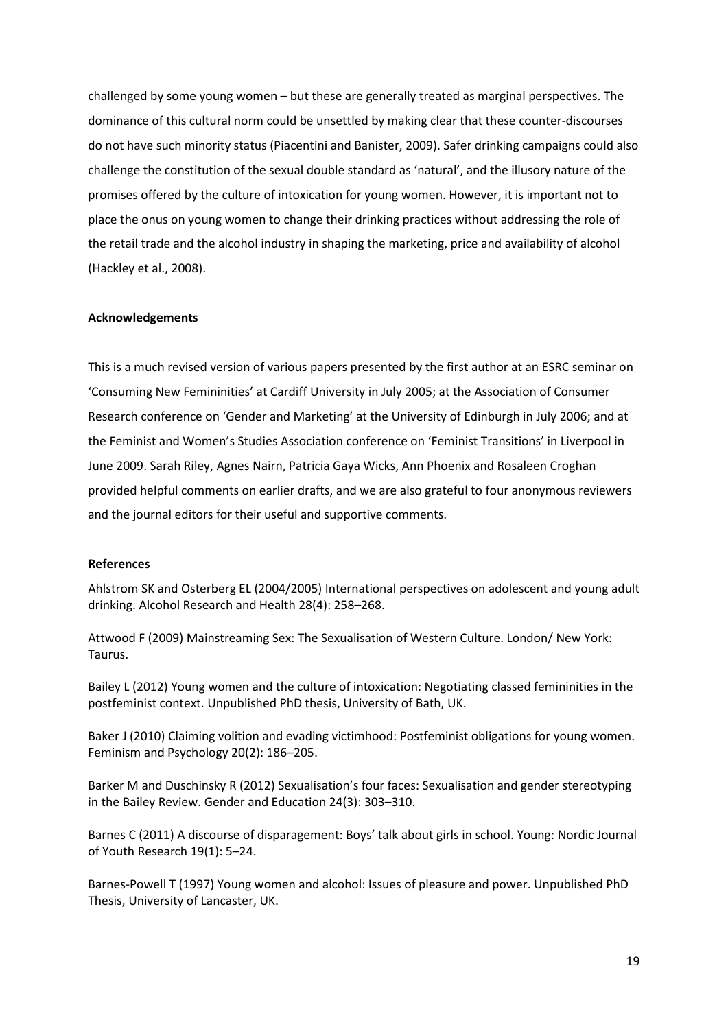challenged by some young women – but these are generally treated as marginal perspectives. The dominance of this cultural norm could be unsettled by making clear that these counter-discourses do not have such minority status (Piacentini and Banister, 2009). Safer drinking campaigns could also challenge the constitution of the sexual double standard as 'natural', and the illusory nature of the promises offered by the culture of intoxication for young women. However, it is important not to place the onus on young women to change their drinking practices without addressing the role of the retail trade and the alcohol industry in shaping the marketing, price and availability of alcohol (Hackley et al., 2008).

**Acknowledgements**

This is a much revised version of various papers presented by the first author at an ESRC seminar on 'Consuming New Femininities' at Cardiff University in July 2005; at the Association of Consumer Research conference on 'Gender and Marketing' at the University of Edinburgh in July 2006; and at the Feminist and Women's Studies Association conference on 'Feminist Transitions' in Liverpool in June 2009. Sarah Riley, Agnes Nairn, Patricia Gaya Wicks, Ann Phoenix and Rosaleen Croghan provided helpful comments on earlier drafts, and we are also grateful to four anonymous reviewers and the journal editors for their useful and supportive comments.

**References**

Ahlstrom SK and Osterberg EL (2004/2005) International perspectives on adolescent and young adult drinking. Alcohol Research and Health 28(4): 258–268.

Attwood F (2009) Mainstreaming Sex: The Sexualisation of Western Culture. London/ New York: Taurus.

Bailey L (2012) Young women and the culture of intoxication: Negotiating classed femininities in the postfeminist context. Unpublished PhD thesis, University of Bath, UK.

Baker J (2010) Claiming volition and evading victimhood: Postfeminist obligations for young women. Feminism and Psychology 20(2): 186–205.

Barker M and Duschinsky R (2012) Sexualisation's four faces: Sexualisation and gender stereotyping in the Bailey Review. Gender and Education 24(3): 303–310.

Barnes C (2011) A discourse of disparagement: Boys' talk about girls in school. Young: Nordic Journal of Youth Research 19(1): 5–24.

Barnes-Powell T (1997) Young women and alcohol: Issues of pleasure and power. Unpublished PhD Thesis, University of Lancaster, UK.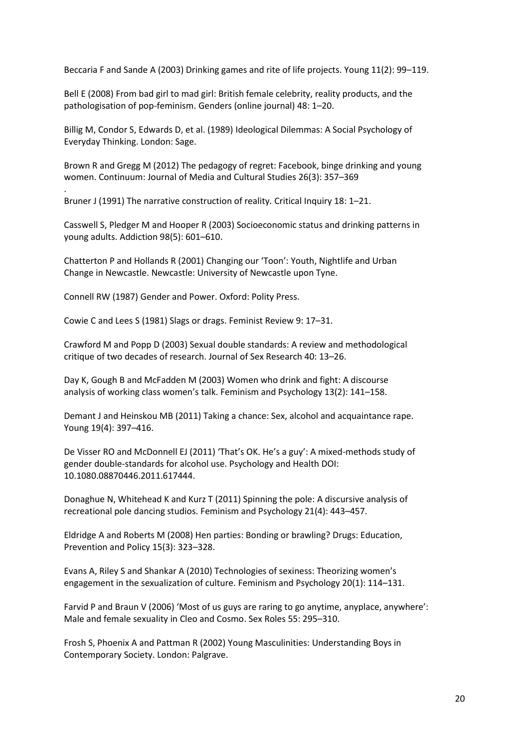Beccaria F and Sande A (2003) Drinking games and rite of life projects. Young 11(2): 99–119.

Bell E (2008) From bad girl to mad girl: British female celebrity, reality products, and the pathologisation of pop-feminism. Genders (online journal) 48: 1–20.

Billig M, Condor S, Edwards D, et al. (1989) Ideological Dilemmas: A Social Psychology of Everyday Thinking. London: Sage.

Brown R and Gregg M (2012) The pedagogy of regret: Facebook, binge drinking and young women. Continuum: Journal of Media and Cultural Studies 26(3): 357–369

.

Bruner J (1991) The narrative construction of reality. Critical Inquiry 18: 1–21.

Casswell S, Pledger M and Hooper R (2003) Socioeconomic status and drinking patterns in young adults. Addiction 98(5): 601–610.

Chatterton P and Hollands R (2001) Changing our 'Toon': Youth, Nightlife and Urban Change in Newcastle. Newcastle: University of Newcastle upon Tyne.

Connell RW (1987) Gender and Power. Oxford: Polity Press.

Cowie C and Lees S (1981) Slags or drags. Feminist Review 9: 17–31.

Crawford M and Popp D (2003) Sexual double standards: A review and methodological critique of two decades of research. Journal of Sex Research 40: 13–26.

Day K, Gough B and McFadden M (2003) Women who drink and fight: A discourse analysis of working class women's talk. Feminism and Psychology 13(2): 141–158.

Demant J and Heinskou MB (2011) Taking a chance: Sex, alcohol and acquaintance rape. Young 19(4): 397–416.

De Visser RO and McDonnell EJ (2011) 'That's OK. He's a guy': A mixed-methods study of gender double-standards for alcohol use. Psychology and Health DOI: 10.1080.08870446.2011.617444.

Donaghue N, Whitehead K and Kurz T (2011) Spinning the pole: A discursive analysis of recreational pole dancing studios. Feminism and Psychology 21(4): 443–457.

Eldridge A and Roberts M (2008) Hen parties: Bonding or brawling? Drugs: Education, Prevention and Policy 15(3): 323–328.

Evans A, Riley S and Shankar A (2010) Technologies of sexiness: Theorizing women's engagement in the sexualization of culture. Feminism and Psychology 20(1): 114–131.

Farvid P and Braun V (2006) 'Most of us guys are raring to go anytime, anyplace, anywhere': Male and female sexuality in Cleo and Cosmo. Sex Roles 55: 295–310.

Frosh S, Phoenix A and Pattman R (2002) Young Masculinities: Understanding Boys in Contemporary Society. London: Palgrave.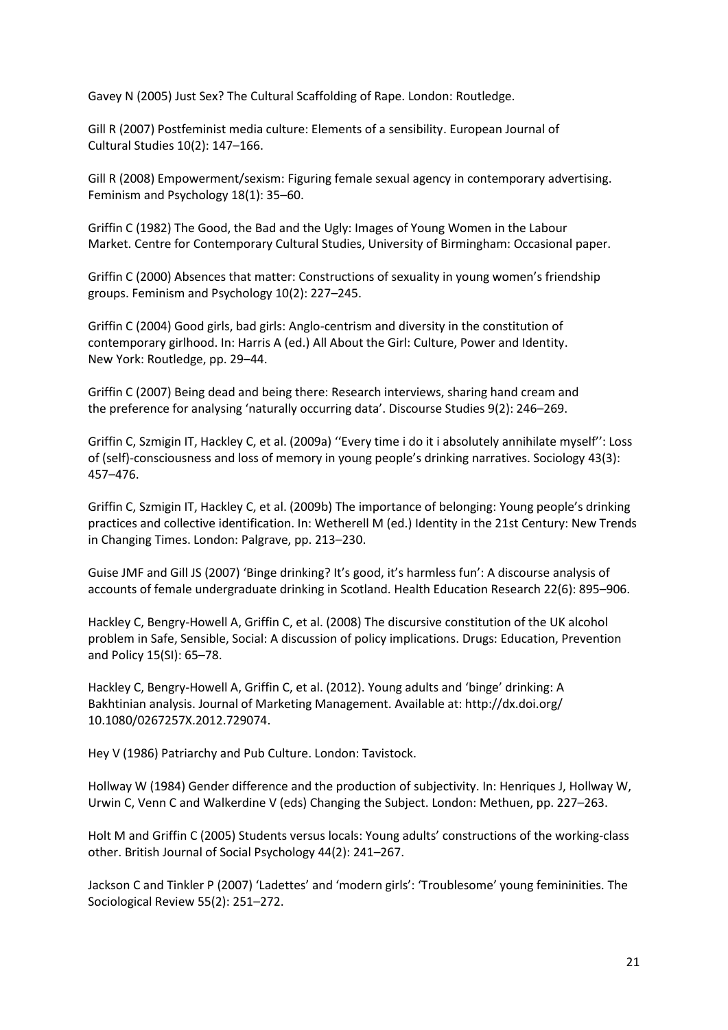Gavey N (2005) Just Sex? The Cultural Scaffolding of Rape. London: Routledge.

Gill R (2007) Postfeminist media culture: Elements of a sensibility. European Journal of Cultural Studies 10(2): 147–166.

Gill R (2008) Empowerment/sexism: Figuring female sexual agency in contemporary advertising. Feminism and Psychology 18(1): 35–60.

Griffin C (1982) The Good, the Bad and the Ugly: Images of Young Women in the Labour Market. Centre for Contemporary Cultural Studies, University of Birmingham: Occasional paper.

Griffin C (2000) Absences that matter: Constructions of sexuality in young women's friendship groups. Feminism and Psychology 10(2): 227–245.

Griffin C (2004) Good girls, bad girls: Anglo-centrism and diversity in the constitution of contemporary girlhood. In: Harris A (ed.) All About the Girl: Culture, Power and Identity. New York: Routledge, pp. 29–44.

Griffin C (2007) Being dead and being there: Research interviews, sharing hand cream and the preference for analysing 'naturally occurring data'. Discourse Studies 9(2): 246–269.

Griffin C, Szmigin IT, Hackley C, et al. (2009a) ''Every time i do it i absolutely annihilate myself'': Loss of (self)-consciousness and loss of memory in young people's drinking narratives. Sociology 43(3): 457–476.

Griffin C, Szmigin IT, Hackley C, et al. (2009b) The importance of belonging: Young people's drinking practices and collective identification. In: Wetherell M (ed.) Identity in the 21st Century: New Trends in Changing Times. London: Palgrave, pp. 213–230.

Guise JMF and Gill JS (2007) 'Binge drinking? It's good, it's harmless fun': A discourse analysis of accounts of female undergraduate drinking in Scotland. Health Education Research 22(6): 895–906.

Hackley C, Bengry-Howell A, Griffin C, et al. (2008) The discursive constitution of the UK alcohol problem in Safe, Sensible, Social: A discussion of policy implications. Drugs: Education, Prevention and Policy 15(SI): 65–78.

Hackley C, Bengry-Howell A, Griffin C, et al. (2012). Young adults and 'binge' drinking: A Bakhtinian analysis. Journal of Marketing Management. Available at: http://dx.doi.org/10.1080/0267257X.2012.729074.

Hey V (1986) Patriarchy and Pub Culture. London: Tavistock.

Hollway W (1984) Gender difference and the production of subjectivity. In: Henriques J, Hollway W, Urwin C, Venn C and Walkerdine V (eds) Changing the Subject. London: Methuen, pp. 227–263.

Holt M and Griffin C (2005) Students versus locals: Young adults' constructions of the working-class other. British Journal of Social Psychology 44(2): 241–267.

Jackson C and Tinkler P (2007) 'Ladettes' and 'modern girls': 'Troublesome' young femininities. The Sociological Review 55(2): 251–272.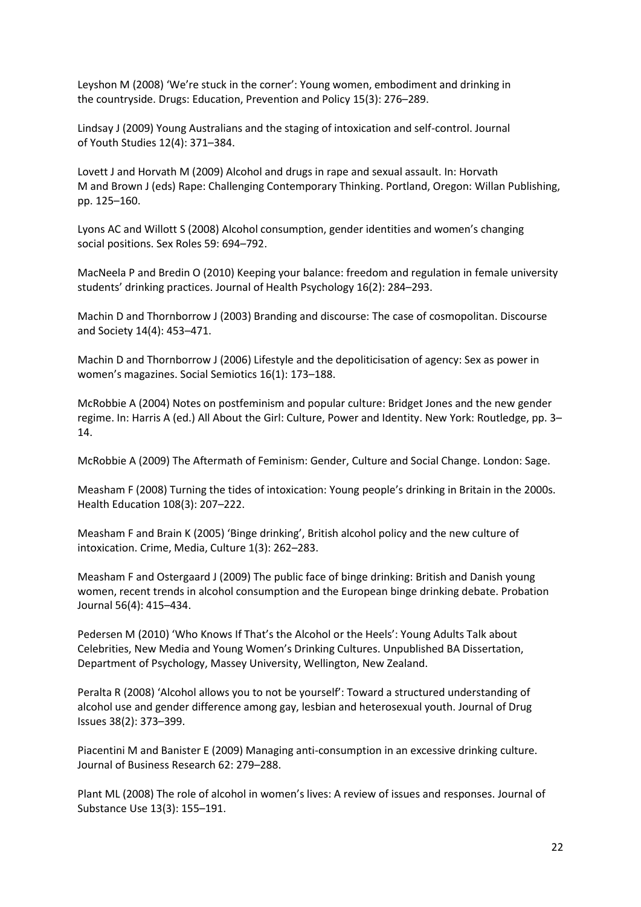Leyshon M (2008) 'We're stuck in the corner': Young women, embodiment and drinking in the countryside. Drugs: Education, Prevention and Policy 15(3): 276–289.

Lindsay J (2009) Young Australians and the staging of intoxication and self-control. Journal of Youth Studies 12(4): 371–384.

Lovett J and Horvath M (2009) Alcohol and drugs in rape and sexual assault. In: Horvath M and Brown J (eds) Rape: Challenging Contemporary Thinking. Portland, Oregon: Willan Publishing, pp. 125–160.

Lyons AC and Willott S (2008) Alcohol consumption, gender identities and women's changing social positions. Sex Roles 59: 694–792.

MacNeela P and Bredin O (2010) Keeping your balance: freedom and regulation in female university students' drinking practices. Journal of Health Psychology 16(2): 284–293.

Machin D and Thornborrow J (2003) Branding and discourse: The case of cosmopolitan. Discourse and Society 14(4): 453–471.

Machin D and Thornborrow J (2006) Lifestyle and the depoliticisation of agency: Sex as power in women's magazines. Social Semiotics 16(1): 173–188.

McRobbie A (2004) Notes on postfeminism and popular culture: Bridget Jones and the new gender regime. In: Harris A (ed.) All About the Girl: Culture, Power and Identity. New York: Routledge, pp. 3–14.

McRobbie A (2009) The Aftermath of Feminism: Gender, Culture and Social Change. London: Sage.

Measham F (2008) Turning the tides of intoxication: Young people's drinking in Britain in the 2000s. Health Education 108(3): 207–222.

Measham F and Brain K (2005) 'Binge drinking', British alcohol policy and the new culture of intoxication. Crime, Media, Culture 1(3): 262–283.

Measham F and Ostergaard J (2009) The public face of binge drinking: British and Danish young women, recent trends in alcohol consumption and the European binge drinking debate. Probation Journal 56(4): 415–434.

Pedersen M (2010) 'Who Knows If That's the Alcohol or the Heels': Young Adults Talk about Celebrities, New Media and Young Women's Drinking Cultures. Unpublished BA Dissertation, Department of Psychology, Massey University, Wellington, New Zealand.

Peralta R (2008) 'Alcohol allows you to not be yourself': Toward a structured understanding of alcohol use and gender difference among gay, lesbian and heterosexual youth. Journal of Drug Issues 38(2): 373–399.

Piacentini M and Banister E (2009) Managing anti-consumption in an excessive drinking culture. Journal of Business Research 62: 279–288.

Plant ML (2008) The role of alcohol in women's lives: A review of issues and responses. Journal of Substance Use 13(3): 155–191.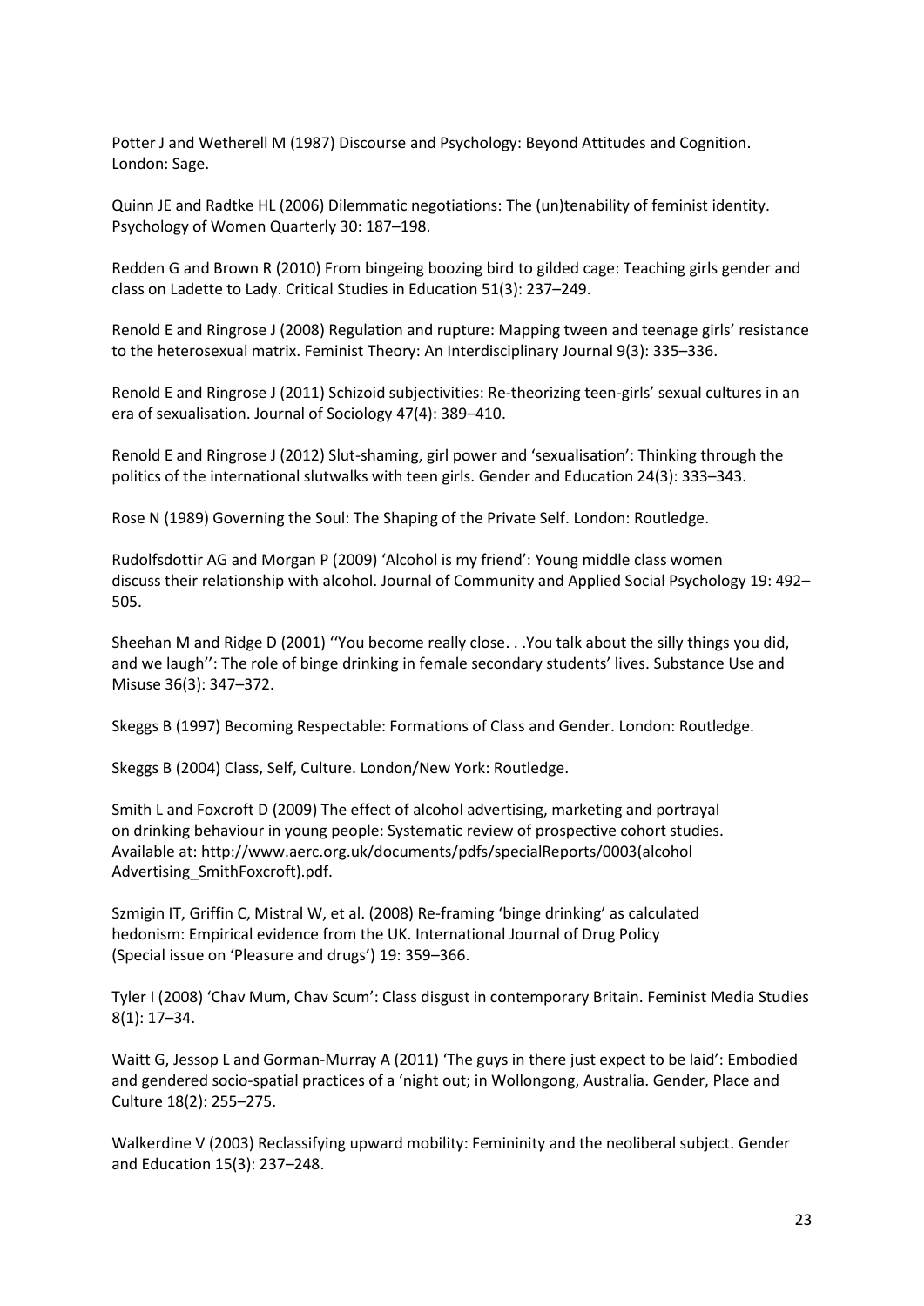Potter J and Wetherell M (1987) Discourse and Psychology: Beyond Attitudes and Cognition. London: Sage.

Quinn JE and Radtke HL (2006) Dilemmatic negotiations: The (un)tenability of feminist identity. Psychology of Women Quarterly 30: 187–198.

Redden G and Brown R (2010) From bingeing boozing bird to gilded cage: Teaching girls gender and class on Ladette to Lady. Critical Studies in Education 51(3): 237–249.

Renold E and Ringrose J (2008) Regulation and rupture: Mapping tween and teenage girls' resistance to the heterosexual matrix. Feminist Theory: An Interdisciplinary Journal 9(3): 335–336.

Renold E and Ringrose J (2011) Schizoid subjectivities: Re-theorizing teen-girls' sexual cultures in an era of sexualisation. Journal of Sociology 47(4): 389–410.

Renold E and Ringrose J (2012) Slut-shaming, girl power and 'sexualisation': Thinking through the politics of the international slutwalks with teen girls. Gender and Education 24(3): 333–343.

Rose N (1989) Governing the Soul: The Shaping of the Private Self. London: Routledge.

Rudolfsdottir AG and Morgan P (2009) 'Alcohol is my friend': Young middle class women discuss their relationship with alcohol. Journal of Community and Applied Social Psychology 19: 492–505.

Sheehan M and Ridge D (2001) ''You become really close. . .You talk about the silly things you did, and we laugh'': The role of binge drinking in female secondary students' lives. Substance Use and Misuse 36(3): 347–372.

Skeggs B (1997) Becoming Respectable: Formations of Class and Gender. London: Routledge.

Skeggs B (2004) Class, Self, Culture. London/New York: Routledge.

Smith L and Foxcroft D (2009) The effect of alcohol advertising, marketing and portrayal on drinking behaviour in young people: Systematic review of prospective cohort studies. Available at: http://www.aerc.org.uk/documents/pdfs/specialReports/0003(alcohol Advertising_SmithFoxcroft).pdf.

Szmigin IT, Griffin C, Mistral W, et al. (2008) Re-framing 'binge drinking' as calculated hedonism: Empirical evidence from the UK. International Journal of Drug Policy (Special issue on 'Pleasure and drugs') 19: 359–366.

Tyler I (2008) 'Chav Mum, Chav Scum': Class disgust in contemporary Britain. Feminist Media Studies 8(1): 17–34.

Waitt G, Jessop L and Gorman-Murray A (2011) 'The guys in there just expect to be laid': Embodied and gendered socio-spatial practices of a 'night out; in Wollongong, Australia. Gender, Place and Culture 18(2): 255–275.

Walkerdine V (2003) Reclassifying upward mobility: Femininity and the neoliberal subject. Gender and Education 15(3): 237–248.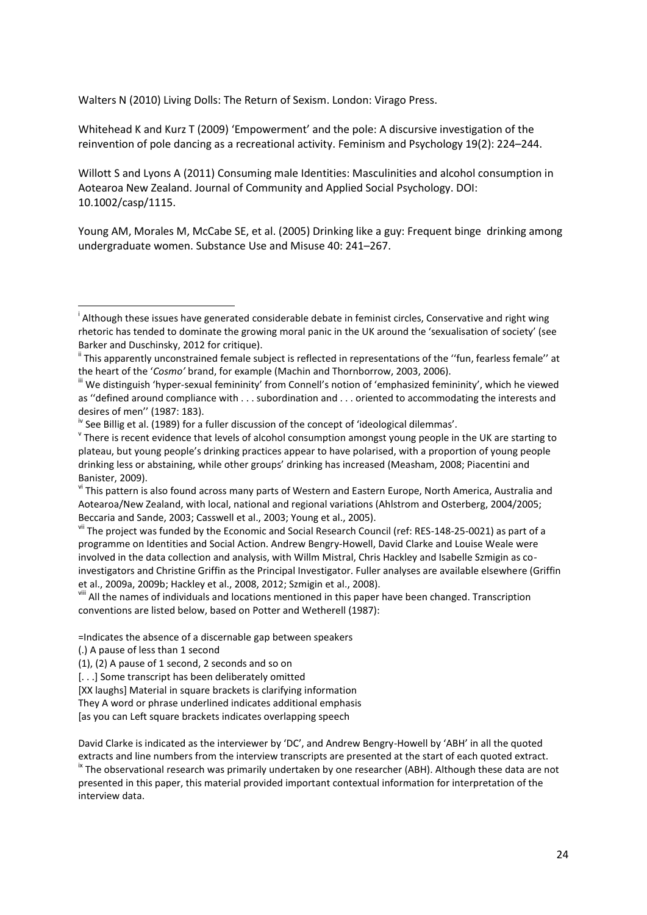Walters N (2010) Living Dolls: The Return of Sexism. London: Virago Press.

Whitehead K and Kurz T (2009) 'Empowerment' and the pole: A discursive investigation of the reinvention of pole dancing as a recreational activity. Feminism and Psychology 19(2): 224–244.

Willott S and Lyons A (2011) Consuming male Identities: Masculinities and alcohol consumption in Aotearoa New Zealand. Journal of Community and Applied Social Psychology. DOI: 10.1002/casp/1115.

Young AM, Morales M, McCabe SE, et al. (2005) Drinking like a guy: Frequent binge drinking among undergraduate women. Substance Use and Misuse 40: 241–267.

---

[i] Although these issues have generated considerable debate in feminist circles, Conservative and right wing rhetoric has tended to dominate the growing moral panic in the UK around the 'sexualisation of society' (see Barker and Duschinsky, 2012 for critique).

[ii] This apparently unconstrained female subject is reflected in representations of the ''fun, fearless female'' at the heart of the '*Cosmo'* brand, for example (Machin and Thornborrow, 2003, 2006).

[iii] We distinguish 'hyper-sexual femininity' from Connell's notion of 'emphasized femininity', which he viewed as ''defined around compliance with . . . subordination and . . . oriented to accommodating the interests and desires of men'' (1987: 183).

[iv] See Billig et al. (1989) for a fuller discussion of the concept of 'ideological dilemmas'.

[v] There is recent evidence that levels of alcohol consumption amongst young people in the UK are starting to plateau, but young people's drinking practices appear to have polarised, with a proportion of young people drinking less or abstaining, while other groups' drinking has increased (Measham, 2008; Piacentini and Banister, 2009).

[vi] This pattern is also found across many parts of Western and Eastern Europe, North America, Australia and Aotearoa/New Zealand, with local, national and regional variations (Ahlstrom and Osterberg, 2004/2005; Beccaria and Sande, 2003; Casswell et al., 2003; Young et al., 2005).

[vii] The project was funded by the Economic and Social Research Council (ref: RES-148-25-0021) as part of a programme on Identities and Social Action. Andrew Bengry-Howell, David Clarke and Louise Weale were involved in the data collection and analysis, with Willm Mistral, Chris Hackley and Isabelle Szmigin as co-investigators and Christine Griffin as the Principal Investigator. Fuller analyses are available elsewhere (Griffin et al., 2009a, 2009b; Hackley et al., 2008, 2012; Szmigin et al., 2008).

[viii] All the names of individuals and locations mentioned in this paper have been changed. Transcription conventions are listed below, based on Potter and Wetherell (1987):

=Indicates the absence of a discernable gap between speakers
(.) A pause of less than 1 second
(1), (2) A pause of 1 second, 2 seconds and so on
[. . .] Some transcript has been deliberately omitted
[XX laughs] Material in square brackets is clarifying information
They A word or phrase underlined indicates additional emphasis
[as you can Left square brackets indicates overlapping speech

David Clarke is indicated as the interviewer by 'DC', and Andrew Bengry-Howell by 'ABH' in all the quoted extracts and line numbers from the interview transcripts are presented at the start of each quoted extract.

[ix] The observational research was primarily undertaken by one researcher (ABH). Although these data are not presented in this paper, this material provided important contextual information for interpretation of the interview data.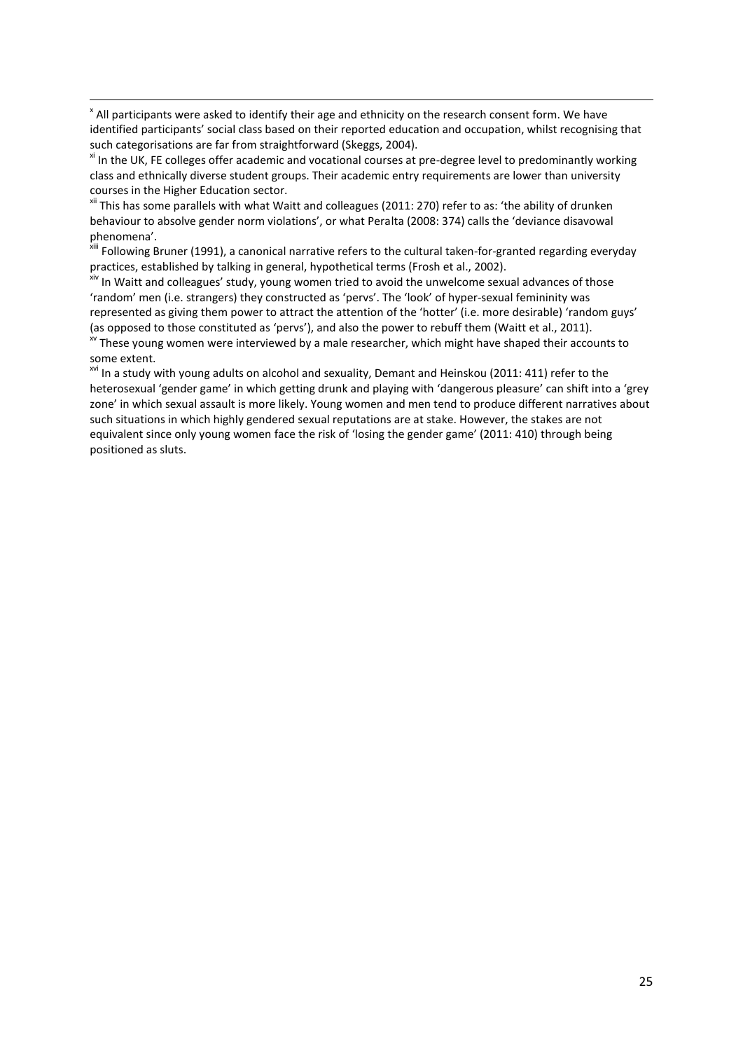[x] All participants were asked to identify their age and ethnicity on the research consent form. We have identified participants' social class based on their reported education and occupation, whilst recognising that such categorisations are far from straightforward (Skeggs, 2004).

[xi] In the UK, FE colleges offer academic and vocational courses at pre-degree level to predominantly working class and ethnically diverse student groups. Their academic entry requirements are lower than university courses in the Higher Education sector.

[xii] This has some parallels with what Waitt and colleagues (2011: 270) refer to as: 'the ability of drunken behaviour to absolve gender norm violations', or what Peralta (2008: 374) calls the 'deviance disavowal phenomena'.

[xiii] Following Bruner (1991), a canonical narrative refers to the cultural taken-for-granted regarding everyday practices, established by talking in general, hypothetical terms (Frosh et al., 2002).

[xiv] In Waitt and colleagues' study, young women tried to avoid the unwelcome sexual advances of those 'random' men (i.e. strangers) they constructed as 'pervs'. The 'look' of hyper-sexual femininity was represented as giving them power to attract the attention of the 'hotter' (i.e. more desirable) 'random guys' (as opposed to those constituted as 'pervs'), and also the power to rebuff them (Waitt et al., 2011).

[xv] These young women were interviewed by a male researcher, which might have shaped their accounts to some extent.

[xvi] In a study with young adults on alcohol and sexuality, Demant and Heinskou (2011: 411) refer to the heterosexual 'gender game' in which getting drunk and playing with 'dangerous pleasure' can shift into a 'grey zone' in which sexual assault is more likely. Young women and men tend to produce different narratives about such situations in which highly gendered sexual reputations are at stake. However, the stakes are not equivalent since only young women face the risk of 'losing the gender game' (2011: 410) through being positioned as sluts.